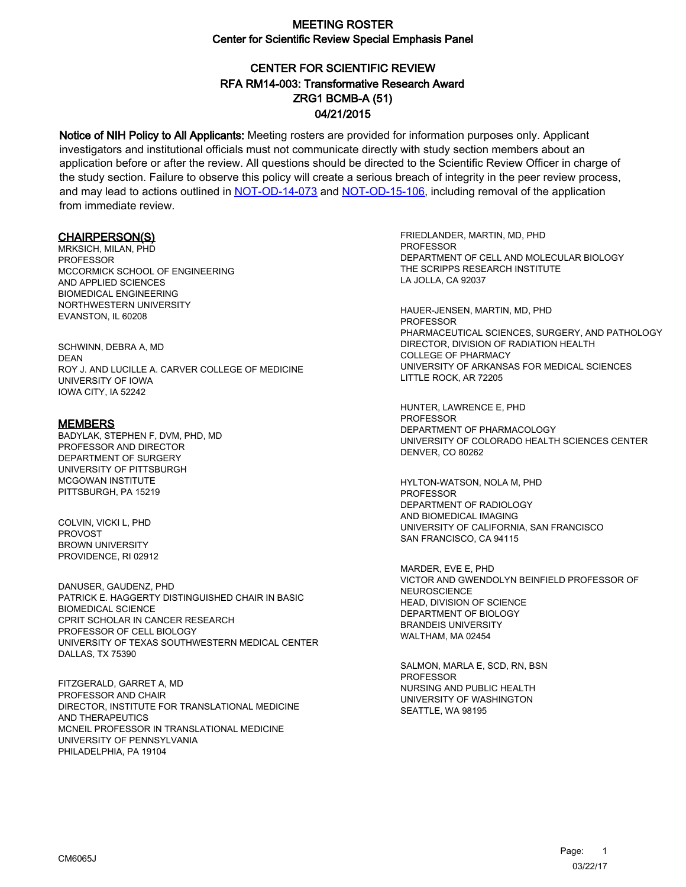# MEETING ROSTER
## Center for Scientific Review Special Emphasis Panel

## CENTER FOR SCIENTIFIC REVIEW
## RFA RM14-003: Transformative Research Award
## ZRG1 BCMB-A (51)
## 04/21/2015

**Notice of NIH Policy to All Applicants:** Meeting rosters are provided for information purposes only. Applicant investigators and institutional officials must not communicate directly with study section members about an application before or after the review. All questions should be directed to the Scientific Review Officer in charge of the study section. Failure to observe this policy will create a serious breach of integrity in the peer review process, and may lead to actions outlined in NOT-OD-14-073 and NOT-OD-15-106, including removal of the application from immediate review.

### CHAIRPERSON(S)

MRKSICH, MILAN, PHD
PROFESSOR
MCCORMICK SCHOOL OF ENGINEERING
AND APPLIED SCIENCES
BIOMEDICAL ENGINEERING
NORTHWESTERN UNIVERSITY
EVANSTON, IL 60208

SCHWINN, DEBRA A, MD
DEAN
ROY J. AND LUCILLE A. CARVER COLLEGE OF MEDICINE
UNIVERSITY OF IOWA
IOWA CITY, IA 52242

### MEMBERS

BADYLAK, STEPHEN F, DVM, PHD, MD
PROFESSOR AND DIRECTOR
DEPARTMENT OF SURGERY
UNIVERSITY OF PITTSBURGH
MCGOWAN INSTITUTE
PITTSBURGH, PA 15219

COLVIN, VICKI L, PHD
PROVOST
BROWN UNIVERSITY
PROVIDENCE, RI 02912

DANUSER, GAUDENZ, PHD
PATRICK E. HAGGERTY DISTINGUISHED CHAIR IN BASIC
BIOMEDICAL SCIENCE
CPRIT SCHOLAR IN CANCER RESEARCH
PROFESSOR OF CELL BIOLOGY
UNIVERSITY OF TEXAS SOUTHWESTERN MEDICAL CENTER
DALLAS, TX 75390

FITZGERALD, GARRET A, MD
PROFESSOR AND CHAIR
DIRECTOR, INSTITUTE FOR TRANSLATIONAL MEDICINE
AND THERAPEUTICS
MCNEIL PROFESSOR IN TRANSLATIONAL MEDICINE
UNIVERSITY OF PENNSYLVANIA
PHILADELPHIA, PA 19104

FRIEDLANDER, MARTIN, MD, PHD
PROFESSOR
DEPARTMENT OF CELL AND MOLECULAR BIOLOGY
THE SCRIPPS RESEARCH INSTITUTE
LA JOLLA, CA 92037

HAUER-JENSEN, MARTIN, MD, PHD
PROFESSOR
PHARMACEUTICAL SCIENCES, SURGERY, AND PATHOLOGY
DIRECTOR, DIVISION OF RADIATION HEALTH
COLLEGE OF PHARMACY
UNIVERSITY OF ARKANSAS FOR MEDICAL SCIENCES
LITTLE ROCK, AR 72205

HUNTER, LAWRENCE E, PHD
PROFESSOR
DEPARTMENT OF PHARMACOLOGY
UNIVERSITY OF COLORADO HEALTH SCIENCES CENTER
DENVER, CO 80262

HYLTON-WATSON, NOLA M, PHD
PROFESSOR
DEPARTMENT OF RADIOLOGY
AND BIOMEDICAL IMAGING
UNIVERSITY OF CALIFORNIA, SAN FRANCISCO
SAN FRANCISCO, CA 94115

MARDER, EVE E, PHD
VICTOR AND GWENDOLYN BEINFIELD PROFESSOR OF
NEUROSCIENCE
HEAD, DIVISION OF SCIENCE
DEPARTMENT OF BIOLOGY
BRANDEIS UNIVERSITY
WALTHAM, MA 02454

SALMON, MARLA E, SCD, RN, BSN
PROFESSOR
NURSING AND PUBLIC HEALTH
UNIVERSITY OF WASHINGTON
SEATTLE, WA 98195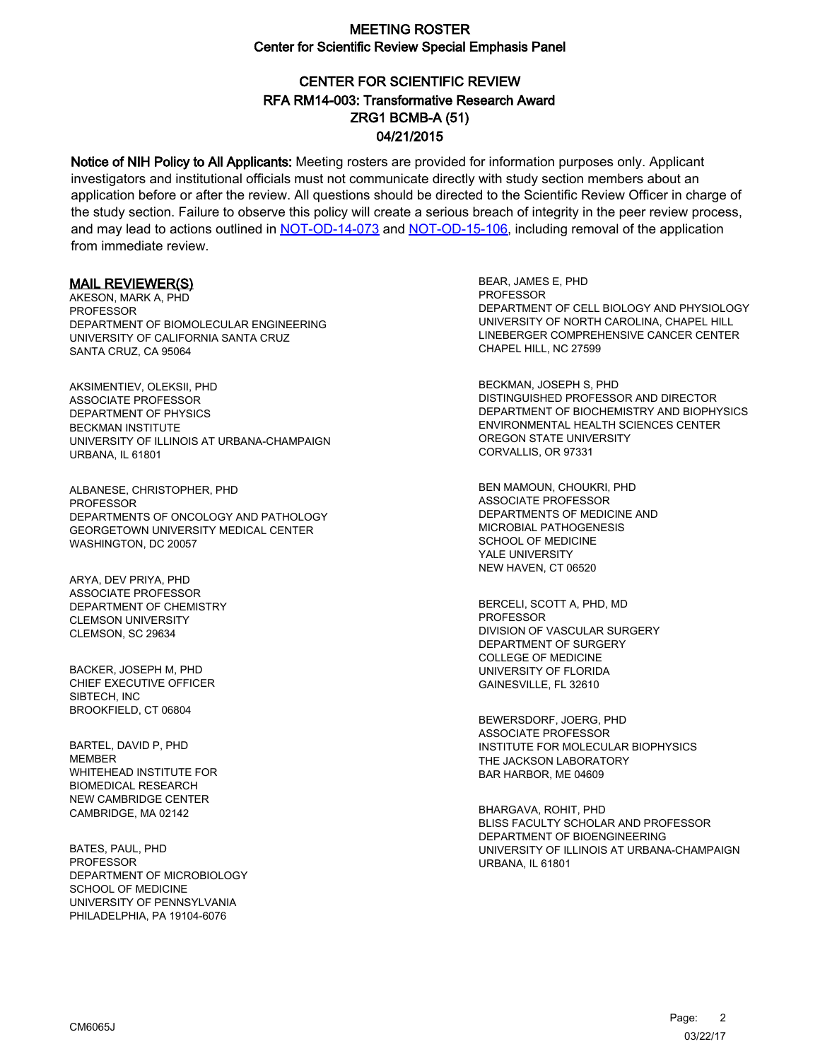# MEETING ROSTER
## Center for Scientific Review Special Emphasis Panel

## CENTER FOR SCIENTIFIC REVIEW
## RFA RM14-003: Transformative Research Award
## ZRG1 BCMB-A (51)
## 04/21/2015

**Notice of NIH Policy to All Applicants:** Meeting rosters are provided for information purposes only. Applicant investigators and institutional officials must not communicate directly with study section members about an application before or after the review. All questions should be directed to the Scientific Review Officer in charge of the study section. Failure to observe this policy will create a serious breach of integrity in the peer review process, and may lead to actions outlined in NOT-OD-14-073 and NOT-OD-15-106, including removal of the application from immediate review.

### MAIL REVIEWER(S)

AKESON, MARK A, PHD
PROFESSOR
DEPARTMENT OF BIOMOLECULAR ENGINEERING
UNIVERSITY OF CALIFORNIA SANTA CRUZ
SANTA CRUZ, CA 95064

AKSIMENTIEV, OLEKSII, PHD
ASSOCIATE PROFESSOR
DEPARTMENT OF PHYSICS
BECKMAN INSTITUTE
UNIVERSITY OF ILLINOIS AT URBANA-CHAMPAIGN
URBANA, IL 61801

ALBANESE, CHRISTOPHER, PHD
PROFESSOR
DEPARTMENTS OF ONCOLOGY AND PATHOLOGY
GEORGETOWN UNIVERSITY MEDICAL CENTER
WASHINGTON, DC 20057

ARYA, DEV PRIYA, PHD
ASSOCIATE PROFESSOR
DEPARTMENT OF CHEMISTRY
CLEMSON UNIVERSITY
CLEMSON, SC 29634

BACKER, JOSEPH M, PHD
CHIEF EXECUTIVE OFFICER
SIBTECH, INC
BROOKFIELD, CT 06804

BARTEL, DAVID P, PHD
MEMBER
WHITEHEAD INSTITUTE FOR
BIOMEDICAL RESEARCH
NEW CAMBRIDGE CENTER
CAMBRIDGE, MA 02142

BATES, PAUL, PHD
PROFESSOR
DEPARTMENT OF MICROBIOLOGY
SCHOOL OF MEDICINE
UNIVERSITY OF PENNSYLVANIA
PHILADELPHIA, PA 19104-6076

BEAR, JAMES E, PHD
PROFESSOR
DEPARTMENT OF CELL BIOLOGY AND PHYSIOLOGY
UNIVERSITY OF NORTH CAROLINA, CHAPEL HILL
LINEBERGER COMPREHENSIVE CANCER CENTER
CHAPEL HILL, NC 27599

BECKMAN, JOSEPH S, PHD
DISTINGUISHED PROFESSOR AND DIRECTOR
DEPARTMENT OF BIOCHEMISTRY AND BIOPHYSICS
ENVIRONMENTAL HEALTH SCIENCES CENTER
OREGON STATE UNIVERSITY
CORVALLIS, OR 97331

BEN MAMOUN, CHOUKRI, PHD
ASSOCIATE PROFESSOR
DEPARTMENTS OF MEDICINE AND
MICROBIAL PATHOGENESIS
SCHOOL OF MEDICINE
YALE UNIVERSITY
NEW HAVEN, CT 06520

BERCELI, SCOTT A, PHD, MD
PROFESSOR
DIVISION OF VASCULAR SURGERY
DEPARTMENT OF SURGERY
COLLEGE OF MEDICINE
UNIVERSITY OF FLORIDA
GAINESVILLE, FL 32610

BEWERSDORF, JOERG, PHD
ASSOCIATE PROFESSOR
INSTITUTE FOR MOLECULAR BIOPHYSICS
THE JACKSON LABORATORY
BAR HARBOR, ME 04609

BHARGAVA, ROHIT, PHD
BLISS FACULTY SCHOLAR AND PROFESSOR
DEPARTMENT OF BIOENGINEERING
UNIVERSITY OF ILLINOIS AT URBANA-CHAMPAIGN
URBANA, IL 61801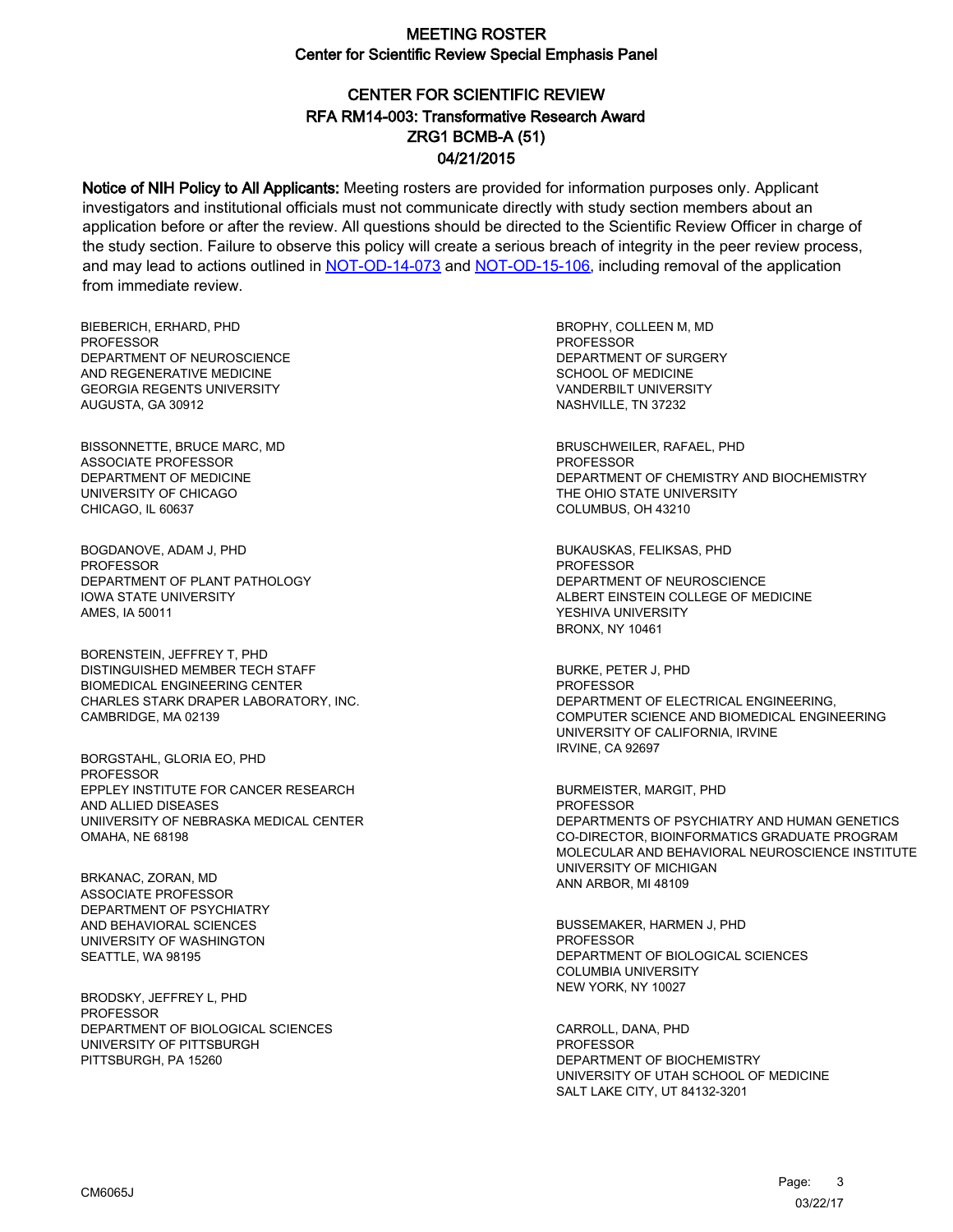# MEETING ROSTER

## Center for Scientific Review Special Emphasis Panel

## CENTER FOR SCIENTIFIC REVIEW
## RFA RM14-003: Transformative Research Award
## ZRG1 BCMB-A (51)
## 04/21/2015

**Notice of NIH Policy to All Applicants:** Meeting rosters are provided for information purposes only. Applicant investigators and institutional officials must not communicate directly with study section members about an application before or after the review. All questions should be directed to the Scientific Review Officer in charge of the study section. Failure to observe this policy will create a serious breach of integrity in the peer review process, and may lead to actions outlined in NOT-OD-14-073 and NOT-OD-15-106, including removal of the application from immediate review.

BIEBERICH, ERHARD, PHD
PROFESSOR
DEPARTMENT OF NEUROSCIENCE
AND REGENERATIVE MEDICINE
GEORGIA REGENTS UNIVERSITY
AUGUSTA, GA 30912

BISSONNETTE, BRUCE MARC, MD
ASSOCIATE PROFESSOR
DEPARTMENT OF MEDICINE
UNIVERSITY OF CHICAGO
CHICAGO, IL 60637

BOGDANOVE, ADAM J, PHD
PROFESSOR
DEPARTMENT OF PLANT PATHOLOGY
IOWA STATE UNIVERSITY
AMES, IA 50011

BORENSTEIN, JEFFREY T, PHD
DISTINGUISHED MEMBER TECH STAFF
BIOMEDICAL ENGINEERING CENTER
CHARLES STARK DRAPER LABORATORY, INC.
CAMBRIDGE, MA 02139

BORGSTAHL, GLORIA EO, PHD
PROFESSOR
EPPLEY INSTITUTE FOR CANCER RESEARCH
AND ALLIED DISEASES
UNIIVERSITY OF NEBRASKA MEDICAL CENTER
OMAHA, NE 68198

BRKANAC, ZORAN, MD
ASSOCIATE PROFESSOR
DEPARTMENT OF PSYCHIATRY
AND BEHAVIORAL SCIENCES
UNIVERSITY OF WASHINGTON
SEATTLE, WA 98195

BRODSKY, JEFFREY L, PHD
PROFESSOR
DEPARTMENT OF BIOLOGICAL SCIENCES
UNIVERSITY OF PITTSBURGH
PITTSBURGH, PA 15260

BROPHY, COLLEEN M, MD
PROFESSOR
DEPARTMENT OF SURGERY
SCHOOL OF MEDICINE
VANDERBILT UNIVERSITY
NASHVILLE, TN 37232

BRUSCHWEILER, RAFAEL, PHD
PROFESSOR
DEPARTMENT OF CHEMISTRY AND BIOCHEMISTRY
THE OHIO STATE UNIVERSITY
COLUMBUS, OH 43210

BUKAUSKAS, FELIKSAS, PHD
PROFESSOR
DEPARTMENT OF NEUROSCIENCE
ALBERT EINSTEIN COLLEGE OF MEDICINE
YESHIVA UNIVERSITY
BRONX, NY 10461

BURKE, PETER J, PHD
PROFESSOR
DEPARTMENT OF ELECTRICAL ENGINEERING,
COMPUTER SCIENCE AND BIOMEDICAL ENGINEERING
UNIVERSITY OF CALIFORNIA, IRVINE
IRVINE, CA 92697

BURMEISTER, MARGIT, PHD
PROFESSOR
DEPARTMENTS OF PSYCHIATRY AND HUMAN GENETICS
CO-DIRECTOR, BIOINFORMATICS GRADUATE PROGRAM
MOLECULAR AND BEHAVIORAL NEUROSCIENCE INSTITUTE
UNIVERSITY OF MICHIGAN
ANN ARBOR, MI 48109

BUSSEMAKER, HARMEN J, PHD
PROFESSOR
DEPARTMENT OF BIOLOGICAL SCIENCES
COLUMBIA UNIVERSITY
NEW YORK, NY 10027

CARROLL, DANA, PHD
PROFESSOR
DEPARTMENT OF BIOCHEMISTRY
UNIVERSITY OF UTAH SCHOOL OF MEDICINE
SALT LAKE CITY, UT 84132-3201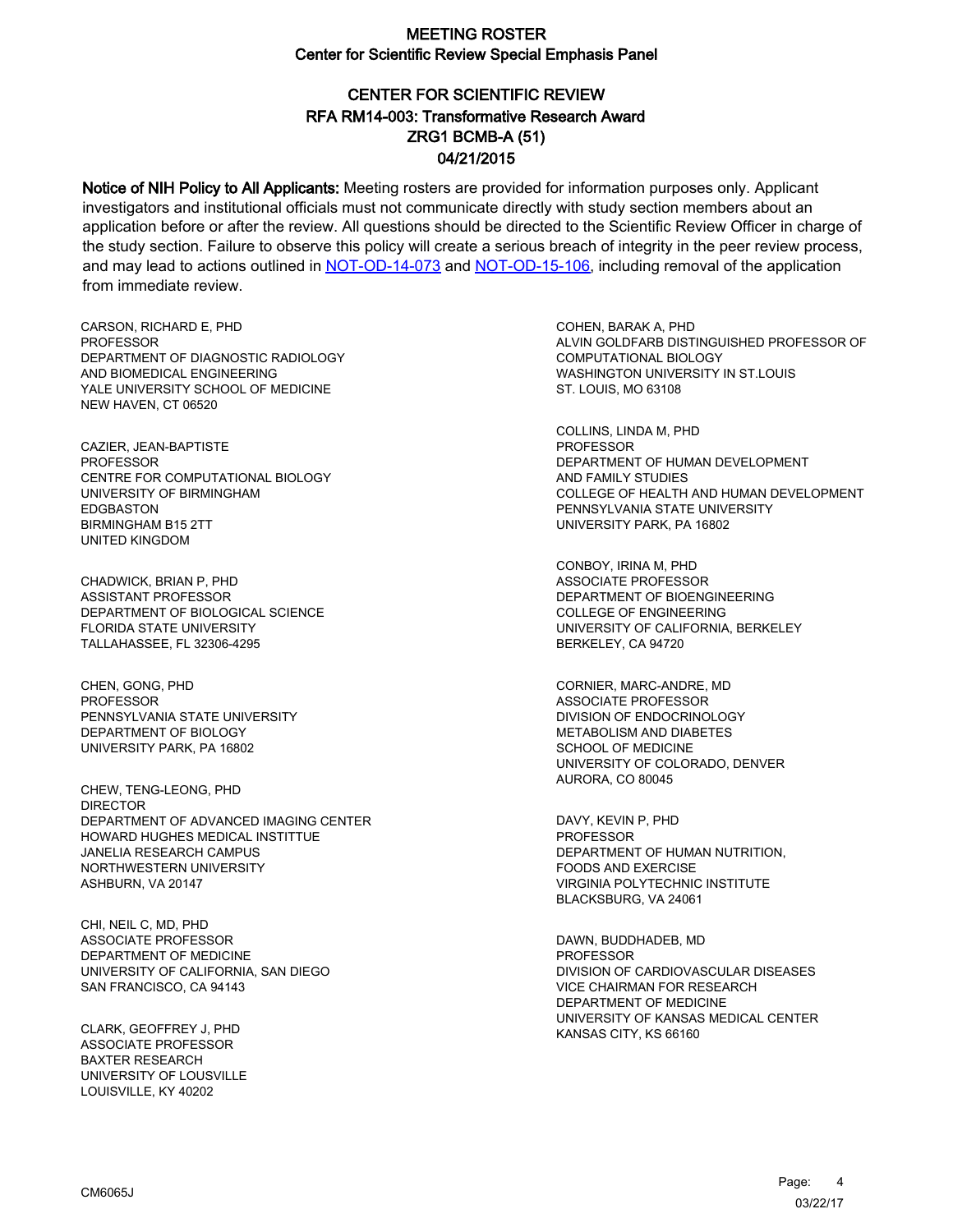# MEETING ROSTER

## Center for Scientific Review Special Emphasis Panel

## CENTER FOR SCIENTIFIC REVIEW
## RFA RM14-003: Transformative Research Award
## ZRG1 BCMB-A (51)
## 04/21/2015

**Notice of NIH Policy to All Applicants:** Meeting rosters are provided for information purposes only. Applicant investigators and institutional officials must not communicate directly with study section members about an application before or after the review. All questions should be directed to the Scientific Review Officer in charge of the study section. Failure to observe this policy will create a serious breach of integrity in the peer review process, and may lead to actions outlined in NOT-OD-14-073 and NOT-OD-15-106, including removal of the application from immediate review.

CARSON, RICHARD E, PHD
PROFESSOR
DEPARTMENT OF DIAGNOSTIC RADIOLOGY
AND BIOMEDICAL ENGINEERING
YALE UNIVERSITY SCHOOL OF MEDICINE
NEW HAVEN, CT 06520

CAZIER, JEAN-BAPTISTE
PROFESSOR
CENTRE FOR COMPUTATIONAL BIOLOGY
UNIVERSITY OF BIRMINGHAM
EDGBASTON
BIRMINGHAM B15 2TT
UNITED KINGDOM

CHADWICK, BRIAN P, PHD
ASSISTANT PROFESSOR
DEPARTMENT OF BIOLOGICAL SCIENCE
FLORIDA STATE UNIVERSITY
TALLAHASSEE, FL 32306-4295

CHEN, GONG, PHD
PROFESSOR
PENNSYLVANIA STATE UNIVERSITY
DEPARTMENT OF BIOLOGY
UNIVERSITY PARK, PA 16802

CHEW, TENG-LEONG, PHD
DIRECTOR
DEPARTMENT OF ADVANCED IMAGING CENTER
HOWARD HUGHES MEDICAL INSTITTUE
JANELIA RESEARCH CAMPUS
NORTHWESTERN UNIVERSITY
ASHBURN, VA 20147

CHI, NEIL C, MD, PHD
ASSOCIATE PROFESSOR
DEPARTMENT OF MEDICINE
UNIVERSITY OF CALIFORNIA, SAN DIEGO
SAN FRANCISCO, CA 94143

CLARK, GEOFFREY J, PHD
ASSOCIATE PROFESSOR
BAXTER RESEARCH
UNIVERSITY OF LOUSVILLE
LOUISVILLE, KY 40202

COHEN, BARAK A, PHD
ALVIN GOLDFARB DISTINGUISHED PROFESSOR OF
COMPUTATIONAL BIOLOGY
WASHINGTON UNIVERSITY IN ST.LOUIS
ST. LOUIS, MO 63108

COLLINS, LINDA M, PHD
PROFESSOR
DEPARTMENT OF HUMAN DEVELOPMENT
AND FAMILY STUDIES
COLLEGE OF HEALTH AND HUMAN DEVELOPMENT
PENNSYLVANIA STATE UNIVERSITY
UNIVERSITY PARK, PA 16802

CONBOY, IRINA M, PHD
ASSOCIATE PROFESSOR
DEPARTMENT OF BIOENGINEERING
COLLEGE OF ENGINEERING
UNIVERSITY OF CALIFORNIA, BERKELEY
BERKELEY, CA 94720

CORNIER, MARC-ANDRE, MD
ASSOCIATE PROFESSOR
DIVISION OF ENDOCRINOLOGY
METABOLISM AND DIABETES
SCHOOL OF MEDICINE
UNIVERSITY OF COLORADO, DENVER
AURORA, CO 80045

DAVY, KEVIN P, PHD
PROFESSOR
DEPARTMENT OF HUMAN NUTRITION,
FOODS AND EXERCISE
VIRGINIA POLYTECHNIC INSTITUTE
BLACKSBURG, VA 24061

DAWN, BUDDHADEB, MD
PROFESSOR
DIVISION OF CARDIOVASCULAR DISEASES
VICE CHAIRMAN FOR RESEARCH
DEPARTMENT OF MEDICINE
UNIVERSITY OF KANSAS MEDICAL CENTER
KANSAS CITY, KS 66160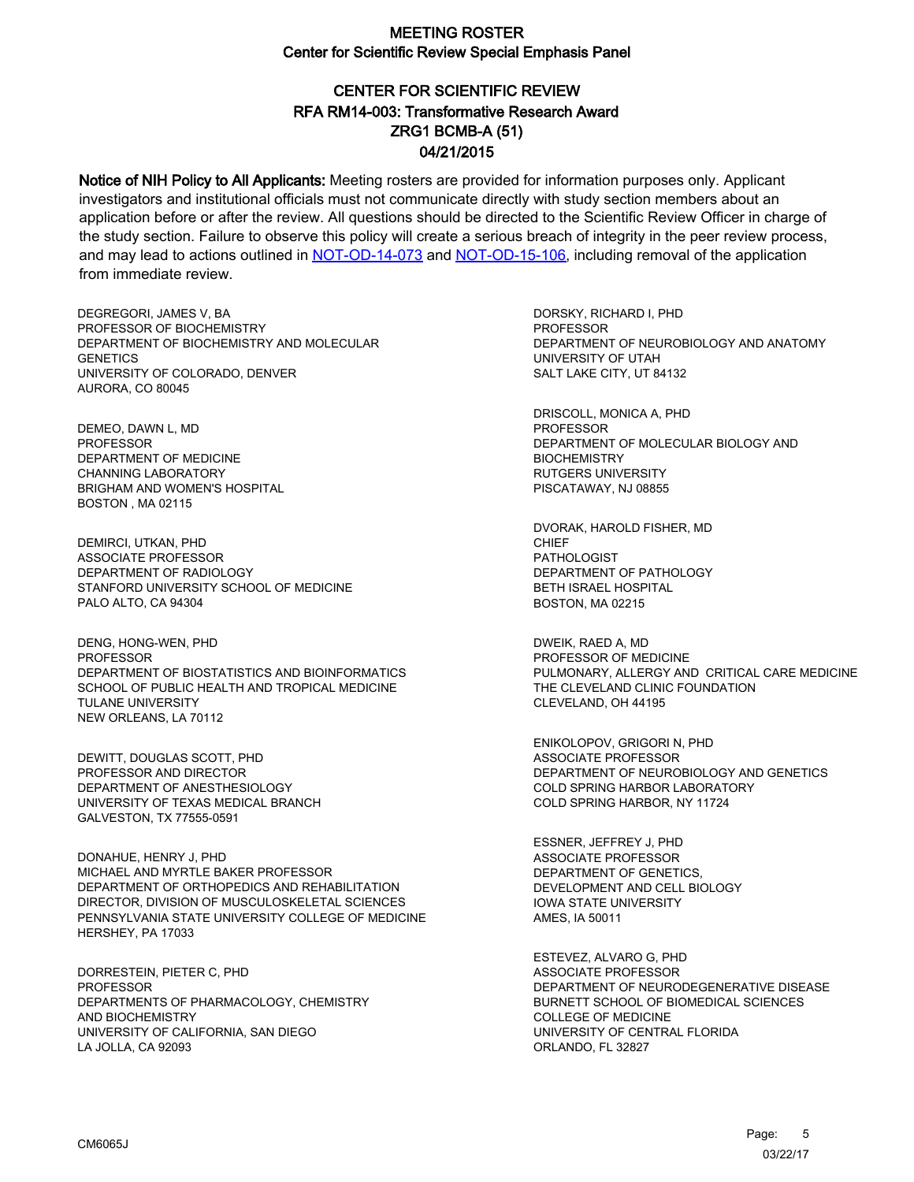# MEETING ROSTER
## Center for Scientific Review Special Emphasis Panel

## CENTER FOR SCIENTIFIC REVIEW
## RFA RM14-003: Transformative Research Award
## ZRG1 BCMB-A (51)
## 04/21/2015

**Notice of NIH Policy to All Applicants:** Meeting rosters are provided for information purposes only. Applicant investigators and institutional officials must not communicate directly with study section members about an application before or after the review. All questions should be directed to the Scientific Review Officer in charge of the study section. Failure to observe this policy will create a serious breach of integrity in the peer review process, and may lead to actions outlined in NOT-OD-14-073 and NOT-OD-15-106, including removal of the application from immediate review.

DEGREGORI, JAMES V, BA
PROFESSOR OF BIOCHEMISTRY
DEPARTMENT OF BIOCHEMISTRY AND MOLECULAR GENETICS
UNIVERSITY OF COLORADO, DENVER
AURORA, CO 80045

DEMEO, DAWN L, MD
PROFESSOR
DEPARTMENT OF MEDICINE
CHANNING LABORATORY
BRIGHAM AND WOMEN'S HOSPITAL
BOSTON , MA 02115

DEMIRCI, UTKAN, PHD
ASSOCIATE PROFESSOR
DEPARTMENT OF RADIOLOGY
STANFORD UNIVERSITY SCHOOL OF MEDICINE
PALO ALTO, CA 94304

DENG, HONG-WEN, PHD
PROFESSOR
DEPARTMENT OF BIOSTATISTICS AND BIOINFORMATICS
SCHOOL OF PUBLIC HEALTH AND TROPICAL MEDICINE
TULANE UNIVERSITY
NEW ORLEANS, LA 70112

DEWITT, DOUGLAS SCOTT, PHD
PROFESSOR AND DIRECTOR
DEPARTMENT OF ANESTHESIOLOGY
UNIVERSITY OF TEXAS MEDICAL BRANCH
GALVESTON, TX 77555-0591

DONAHUE, HENRY J, PHD
MICHAEL AND MYRTLE BAKER PROFESSOR
DEPARTMENT OF ORTHOPEDICS AND REHABILITATION
DIRECTOR, DIVISION OF MUSCULOSKELETAL SCIENCES
PENNSYLVANIA STATE UNIVERSITY COLLEGE OF MEDICINE
HERSHEY, PA 17033

DORRESTEIN, PIETER C, PHD
PROFESSOR
DEPARTMENTS OF PHARMACOLOGY, CHEMISTRY AND BIOCHEMISTRY
UNIVERSITY OF CALIFORNIA, SAN DIEGO
LA JOLLA, CA 92093

DORSKY, RICHARD I, PHD
PROFESSOR
DEPARTMENT OF NEUROBIOLOGY AND ANATOMY
UNIVERSITY OF UTAH
SALT LAKE CITY, UT 84132

DRISCOLL, MONICA A, PHD
PROFESSOR
DEPARTMENT OF MOLECULAR BIOLOGY AND BIOCHEMISTRY
RUTGERS UNIVERSITY
PISCATAWAY, NJ 08855

DVORAK, HAROLD FISHER, MD
CHIEF
PATHOLOGIST
DEPARTMENT OF PATHOLOGY
BETH ISRAEL HOSPITAL
BOSTON, MA 02215

DWEIK, RAED A, MD
PROFESSOR OF MEDICINE
PULMONARY, ALLERGY AND CRITICAL CARE MEDICINE
THE CLEVELAND CLINIC FOUNDATION
CLEVELAND, OH 44195

ENIKOLOPOV, GRIGORI N, PHD
ASSOCIATE PROFESSOR
DEPARTMENT OF NEUROBIOLOGY AND GENETICS
COLD SPRING HARBOR LABORATORY
COLD SPRING HARBOR, NY 11724

ESSNER, JEFFREY J, PHD
ASSOCIATE PROFESSOR
DEPARTMENT OF GENETICS, DEVELOPMENT AND CELL BIOLOGY
IOWA STATE UNIVERSITY
AMES, IA 50011

ESTEVEZ, ALVARO G, PHD
ASSOCIATE PROFESSOR
DEPARTMENT OF NEURODEGENERATIVE DISEASE
BURNETT SCHOOL OF BIOMEDICAL SCIENCES
COLLEGE OF MEDICINE
UNIVERSITY OF CENTRAL FLORIDA
ORLANDO, FL 32827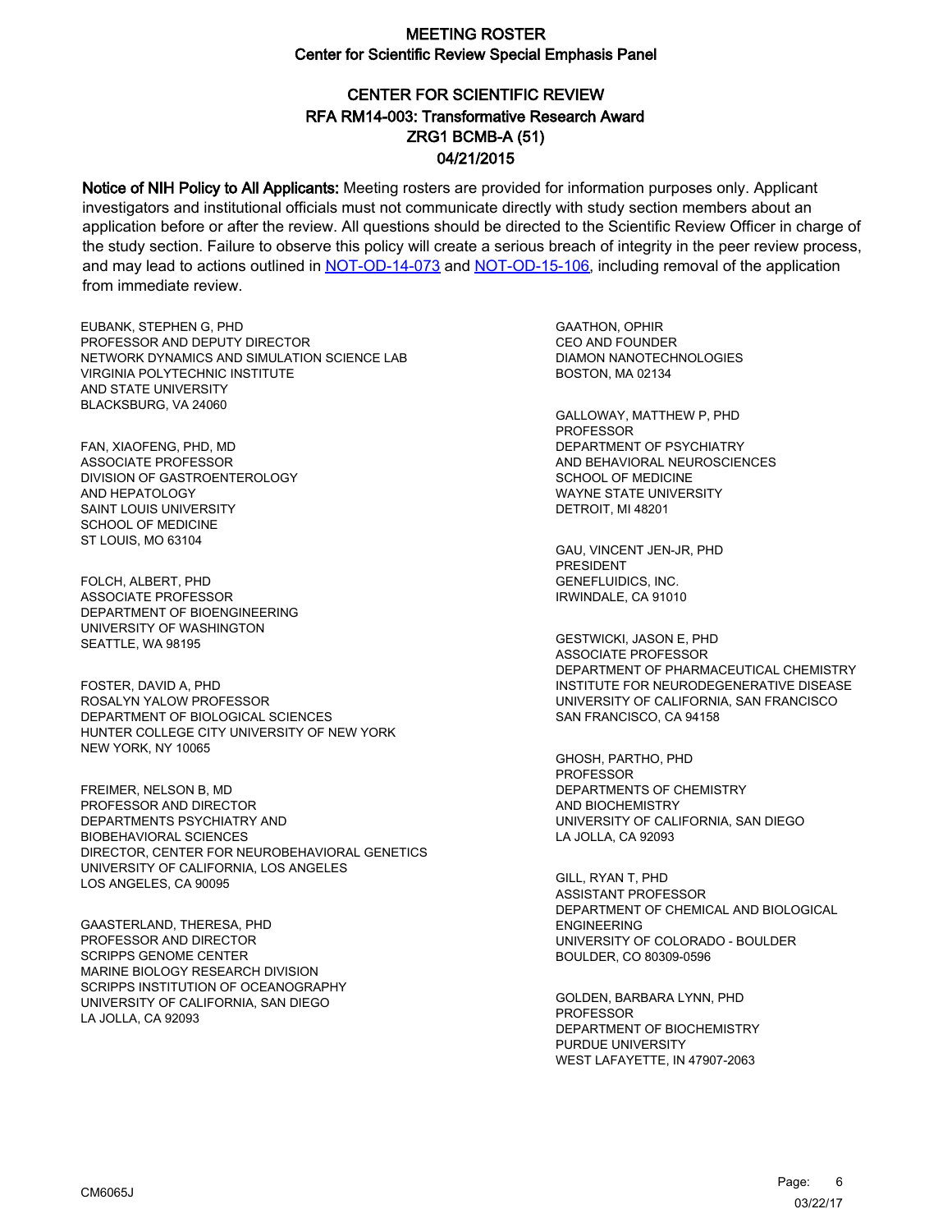# MEETING ROSTER

## Center for Scientific Review Special Emphasis Panel

## CENTER FOR SCIENTIFIC REVIEW
## RFA RM14-003: Transformative Research Award
## ZRG1 BCMB-A (51)
## 04/21/2015

**Notice of NIH Policy to All Applicants:** Meeting rosters are provided for information purposes only. Applicant investigators and institutional officials must not communicate directly with study section members about an application before or after the review. All questions should be directed to the Scientific Review Officer in charge of the study section. Failure to observe this policy will create a serious breach of integrity in the peer review process, and may lead to actions outlined in [NOT-OD-14-073](NOT-OD-14-073) and [NOT-OD-15-106](NOT-OD-15-106), including removal of the application from immediate review.

EUBANK, STEPHEN G, PHD
PROFESSOR AND DEPUTY DIRECTOR
NETWORK DYNAMICS AND SIMULATION SCIENCE LAB
VIRGINIA POLYTECHNIC INSTITUTE
AND STATE UNIVERSITY
BLACKSBURG, VA 24060

FAN, XIAOFENG, PHD, MD
ASSOCIATE PROFESSOR
DIVISION OF GASTROENTEROLOGY
AND HEPATOLOGY
SAINT LOUIS UNIVERSITY
SCHOOL OF MEDICINE
ST LOUIS, MO 63104

FOLCH, ALBERT, PHD
ASSOCIATE PROFESSOR
DEPARTMENT OF BIOENGINEERING
UNIVERSITY OF WASHINGTON
SEATTLE, WA 98195

FOSTER, DAVID A, PHD
ROSALYN YALOW PROFESSOR
DEPARTMENT OF BIOLOGICAL SCIENCES
HUNTER COLLEGE CITY UNIVERSITY OF NEW YORK
NEW YORK, NY 10065

FREIMER, NELSON B, MD
PROFESSOR AND DIRECTOR
DEPARTMENTS PSYCHIATRY AND
BIOBEHAVIORAL SCIENCES
DIRECTOR, CENTER FOR NEUROBEHAVIORAL GENETICS
UNIVERSITY OF CALIFORNIA, LOS ANGELES
LOS ANGELES, CA 90095

GAASTERLAND, THERESA, PHD
PROFESSOR AND DIRECTOR
SCRIPPS GENOME CENTER
MARINE BIOLOGY RESEARCH DIVISION
SCRIPPS INSTITUTION OF OCEANOGRAPHY
UNIVERSITY OF CALIFORNIA, SAN DIEGO
LA JOLLA, CA 92093

GAATHON, OPHIR
CEO AND FOUNDER
DIAMON NANOTECHNOLOGIES
BOSTON, MA 02134

GALLOWAY, MATTHEW P, PHD
PROFESSOR
DEPARTMENT OF PSYCHIATRY
AND BEHAVIORAL NEUROSCIENCES
SCHOOL OF MEDICINE
WAYNE STATE UNIVERSITY
DETROIT, MI 48201

GAU, VINCENT JEN-JR, PHD
PRESIDENT
GENEFLUIDICS, INC.
IRWINDALE, CA 91010

GESTWICKI, JASON E, PHD
ASSOCIATE PROFESSOR
DEPARTMENT OF PHARMACEUTICAL CHEMISTRY
INSTITUTE FOR NEURODEGENERATIVE DISEASE
UNIVERSITY OF CALIFORNIA, SAN FRANCISCO
SAN FRANCISCO, CA 94158

GHOSH, PARTHO, PHD
PROFESSOR
DEPARTMENTS OF CHEMISTRY
AND BIOCHEMISTRY
UNIVERSITY OF CALIFORNIA, SAN DIEGO
LA JOLLA, CA 92093

GILL, RYAN T, PHD
ASSISTANT PROFESSOR
DEPARTMENT OF CHEMICAL AND BIOLOGICAL
ENGINEERING
UNIVERSITY OF COLORADO - BOULDER
BOULDER, CO 80309-0596

GOLDEN, BARBARA LYNN, PHD
PROFESSOR
DEPARTMENT OF BIOCHEMISTRY
PURDUE UNIVERSITY
WEST LAFAYETTE, IN 47907-2063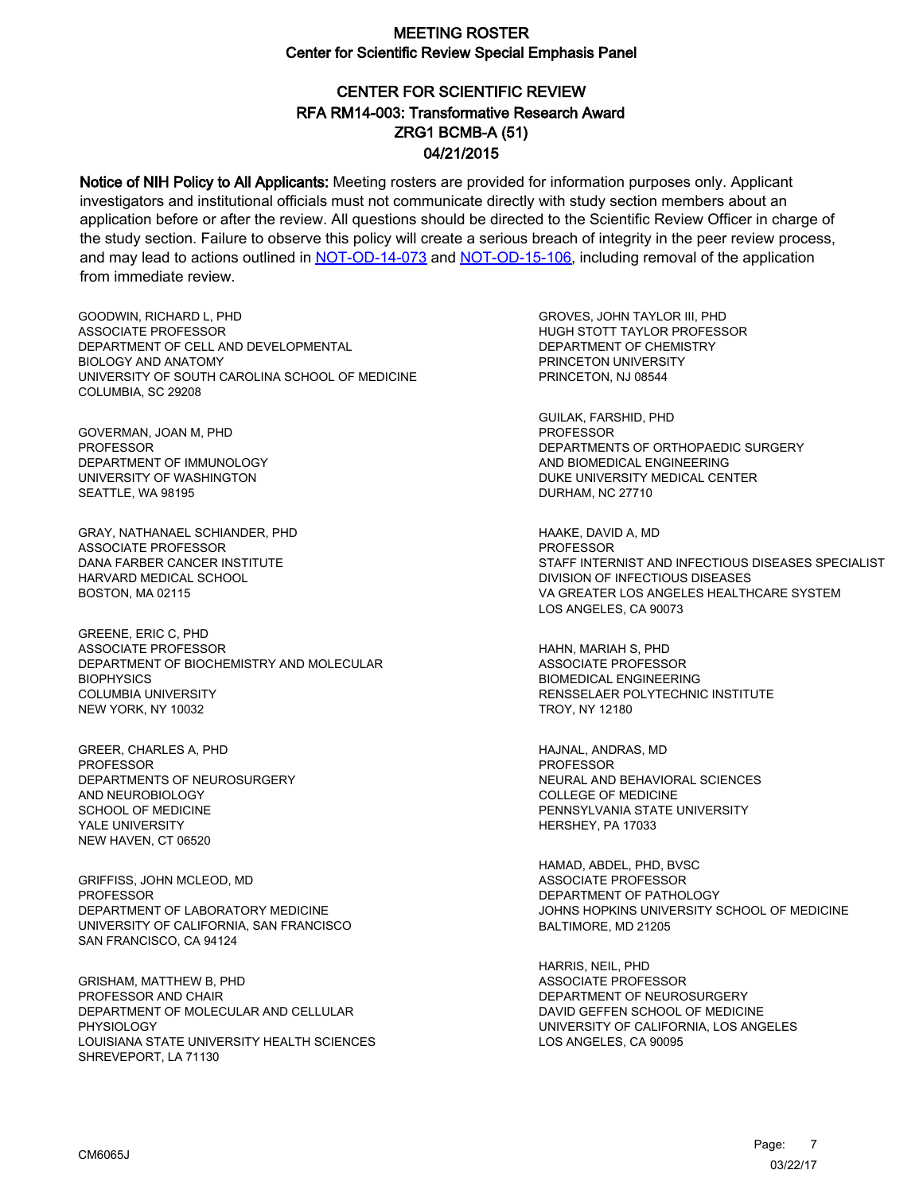# MEETING ROSTER
## Center for Scientific Review Special Emphasis Panel

## CENTER FOR SCIENTIFIC REVIEW
## RFA RM14-003: Transformative Research Award
## ZRG1 BCMB-A (51)
## 04/21/2015

**Notice of NIH Policy to All Applicants:** Meeting rosters are provided for information purposes only. Applicant investigators and institutional officials must not communicate directly with study section members about an application before or after the review. All questions should be directed to the Scientific Review Officer in charge of the study section. Failure to observe this policy will create a serious breach of integrity in the peer review process, and may lead to actions outlined in NOT-OD-14-073 and NOT-OD-15-106, including removal of the application from immediate review.

GOODWIN, RICHARD L, PHD
ASSOCIATE PROFESSOR
DEPARTMENT OF CELL AND DEVELOPMENTAL BIOLOGY AND ANATOMY
UNIVERSITY OF SOUTH CAROLINA SCHOOL OF MEDICINE
COLUMBIA, SC 29208

GOVERMAN, JOAN M, PHD
PROFESSOR
DEPARTMENT OF IMMUNOLOGY
UNIVERSITY OF WASHINGTON
SEATTLE, WA 98195

GRAY, NATHANAEL SCHIANDER, PHD
ASSOCIATE PROFESSOR
DANA FARBER CANCER INSTITUTE
HARVARD MEDICAL SCHOOL
BOSTON, MA 02115

GREENE, ERIC C, PHD
ASSOCIATE PROFESSOR
DEPARTMENT OF BIOCHEMISTRY AND MOLECULAR BIOPHYSICS
COLUMBIA UNIVERSITY
NEW YORK, NY 10032

GREER, CHARLES A, PHD
PROFESSOR
DEPARTMENTS OF NEUROSURGERY AND NEUROBIOLOGY
SCHOOL OF MEDICINE
YALE UNIVERSITY
NEW HAVEN, CT 06520

GRIFFISS, JOHN MCLEOD, MD
PROFESSOR
DEPARTMENT OF LABORATORY MEDICINE
UNIVERSITY OF CALIFORNIA, SAN FRANCISCO
SAN FRANCISCO, CA 94124

GRISHAM, MATTHEW B, PHD
PROFESSOR AND CHAIR
DEPARTMENT OF MOLECULAR AND CELLULAR PHYSIOLOGY
LOUISIANA STATE UNIVERSITY HEALTH SCIENCES
SHREVEPORT, LA 71130

GROVES, JOHN TAYLOR III, PHD
HUGH STOTT TAYLOR PROFESSOR
DEPARTMENT OF CHEMISTRY
PRINCETON UNIVERSITY
PRINCETON, NJ 08544

GUILAK, FARSHID, PHD
PROFESSOR
DEPARTMENTS OF ORTHOPAEDIC SURGERY AND BIOMEDICAL ENGINEERING
DUKE UNIVERSITY MEDICAL CENTER
DURHAM, NC 27710

HAAKE, DAVID A, MD
PROFESSOR
STAFF INTERNIST AND INFECTIOUS DISEASES SPECIALIST
DIVISION OF INFECTIOUS DISEASES
VA GREATER LOS ANGELES HEALTHCARE SYSTEM
LOS ANGELES, CA 90073

HAHN, MARIAH S, PHD
ASSOCIATE PROFESSOR
BIOMEDICAL ENGINEERING
RENSSELAER POLYTECHNIC INSTITUTE
TROY, NY 12180

HAJNAL, ANDRAS, MD
PROFESSOR
NEURAL AND BEHAVIORAL SCIENCES
COLLEGE OF MEDICINE
PENNSYLVANIA STATE UNIVERSITY
HERSHEY, PA 17033

HAMAD, ABDEL, PHD, BVSC
ASSOCIATE PROFESSOR
DEPARTMENT OF PATHOLOGY
JOHNS HOPKINS UNIVERSITY SCHOOL OF MEDICINE
BALTIMORE, MD 21205

HARRIS, NEIL, PHD
ASSOCIATE PROFESSOR
DEPARTMENT OF NEUROSURGERY
DAVID GEFFEN SCHOOL OF MEDICINE
UNIVERSITY OF CALIFORNIA, LOS ANGELES
LOS ANGELES, CA 90095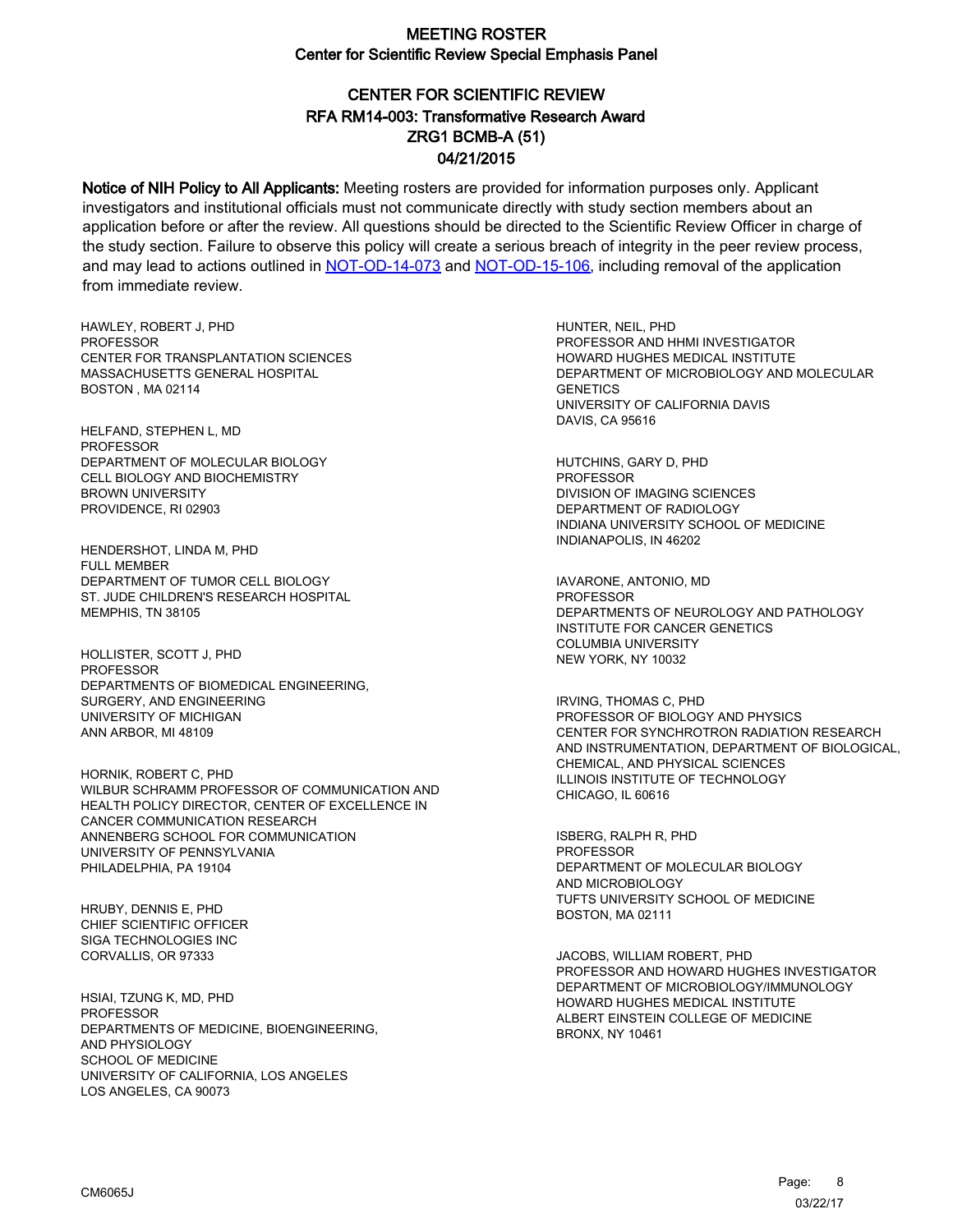# MEETING ROSTER
## Center for Scientific Review Special Emphasis Panel

## CENTER FOR SCIENTIFIC REVIEW
## RFA RM14-003: Transformative Research Award
## ZRG1 BCMB-A (51)
## 04/21/2015

**Notice of NIH Policy to All Applicants:** Meeting rosters are provided for information purposes only. Applicant investigators and institutional officials must not communicate directly with study section members about an application before or after the review. All questions should be directed to the Scientific Review Officer in charge of the study section. Failure to observe this policy will create a serious breach of integrity in the peer review process, and may lead to actions outlined in [NOT-OD-14-073](#) and [NOT-OD-15-106](#), including removal of the application from immediate review.

HAWLEY, ROBERT J, PHD
PROFESSOR
CENTER FOR TRANSPLANTATION SCIENCES
MASSACHUSETTS GENERAL HOSPITAL
BOSTON , MA 02114

HELFAND, STEPHEN L, MD
PROFESSOR
DEPARTMENT OF MOLECULAR BIOLOGY
CELL BIOLOGY AND BIOCHEMISTRY
BROWN UNIVERSITY
PROVIDENCE, RI 02903

HENDERSHOT, LINDA M, PHD
FULL MEMBER
DEPARTMENT OF TUMOR CELL BIOLOGY
ST. JUDE CHILDREN'S RESEARCH HOSPITAL
MEMPHIS, TN 38105

HOLLISTER, SCOTT J, PHD
PROFESSOR
DEPARTMENTS OF BIOMEDICAL ENGINEERING,
SURGERY, AND ENGINEERING
UNIVERSITY OF MICHIGAN
ANN ARBOR, MI 48109

HORNIK, ROBERT C, PHD
WILBUR SCHRAMM PROFESSOR OF COMMUNICATION AND
HEALTH POLICY DIRECTOR, CENTER OF EXCELLENCE IN
CANCER COMMUNICATION RESEARCH
ANNENBERG SCHOOL FOR COMMUNICATION
UNIVERSITY OF PENNSYLVANIA
PHILADELPHIA, PA 19104

HRUBY, DENNIS E, PHD
CHIEF SCIENTIFIC OFFICER
SIGA TECHNOLOGIES INC
CORVALLIS, OR 97333

HSIAI, TZUNG K, MD, PHD
PROFESSOR
DEPARTMENTS OF MEDICINE, BIOENGINEERING,
AND PHYSIOLOGY
SCHOOL OF MEDICINE
UNIVERSITY OF CALIFORNIA, LOS ANGELES
LOS ANGELES, CA 90073

HUNTER, NEIL, PHD
PROFESSOR AND HHMI INVESTIGATOR
HOWARD HUGHES MEDICAL INSTITUTE
DEPARTMENT OF MICROBIOLOGY AND MOLECULAR
GENETICS
UNIVERSITY OF CALIFORNIA DAVIS
DAVIS, CA 95616

HUTCHINS, GARY D, PHD
PROFESSOR
DIVISION OF IMAGING SCIENCES
DEPARTMENT OF RADIOLOGY
INDIANA UNIVERSITY SCHOOL OF MEDICINE
INDIANAPOLIS, IN 46202

IAVARONE, ANTONIO, MD
PROFESSOR
DEPARTMENTS OF NEUROLOGY AND PATHOLOGY
INSTITUTE FOR CANCER GENETICS
COLUMBIA UNIVERSITY
NEW YORK, NY 10032

IRVING, THOMAS C, PHD
PROFESSOR OF BIOLOGY AND PHYSICS
CENTER FOR SYNCHROTRON RADIATION RESEARCH
AND INSTRUMENTATION, DEPARTMENT OF BIOLOGICAL,
CHEMICAL, AND PHYSICAL SCIENCES
ILLINOIS INSTITUTE OF TECHNOLOGY
CHICAGO, IL 60616

ISBERG, RALPH R, PHD
PROFESSOR
DEPARTMENT OF MOLECULAR BIOLOGY
AND MICROBIOLOGY
TUFTS UNIVERSITY SCHOOL OF MEDICINE
BOSTON, MA 02111

JACOBS, WILLIAM ROBERT, PHD
PROFESSOR AND HOWARD HUGHES INVESTIGATOR
DEPARTMENT OF MICROBIOLOGY/IMMUNOLOGY
HOWARD HUGHES MEDICAL INSTITUTE
ALBERT EINSTEIN COLLEGE OF MEDICINE
BRONX, NY 10461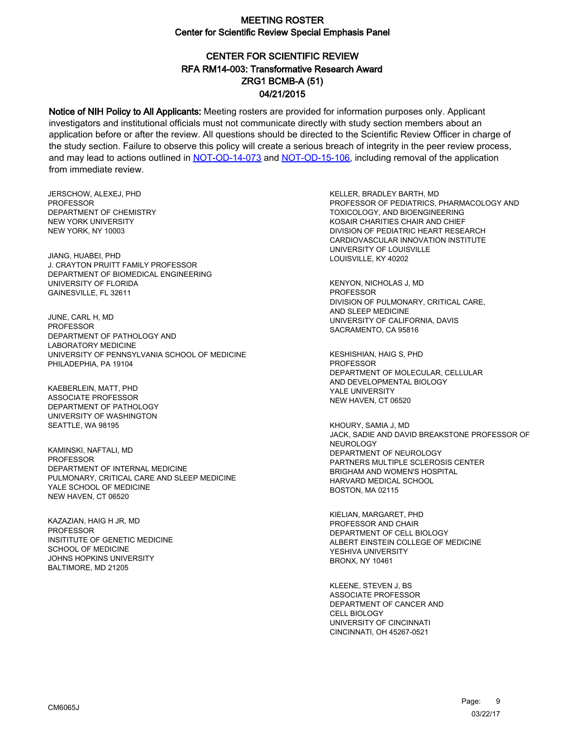# MEETING ROSTER

## Center for Scientific Review Special Emphasis Panel

## CENTER FOR SCIENTIFIC REVIEW
## RFA RM14-003: Transformative Research Award
## ZRG1 BCMB-A (51)
## 04/21/2015

**Notice of NIH Policy to All Applicants:** Meeting rosters are provided for information purposes only. Applicant investigators and institutional officials must not communicate directly with study section members about an application before or after the review. All questions should be directed to the Scientific Review Officer in charge of the study section. Failure to observe this policy will create a serious breach of integrity in the peer review process, and may lead to actions outlined in [NOT-OD-14-073](NOT-OD-14-073) and [NOT-OD-15-106](NOT-OD-15-106), including removal of the application from immediate review.

JERSCHOW, ALEXEJ, PHD
PROFESSOR
DEPARTMENT OF CHEMISTRY
NEW YORK UNIVERSITY
NEW YORK, NY 10003

JIANG, HUABEI, PHD
J. CRAYTON PRUITT FAMILY PROFESSOR
DEPARTMENT OF BIOMEDICAL ENGINEERING
UNIVERSITY OF FLORIDA
GAINESVILLE, FL 32611

JUNE, CARL H, MD
PROFESSOR
DEPARTMENT OF PATHOLOGY AND
LABORATORY MEDICINE
UNIVERSITY OF PENNSYLVANIA SCHOOL OF MEDICINE
PHILADEPHIA, PA 19104

KAEBERLEIN, MATT, PHD
ASSOCIATE PROFESSOR
DEPARTMENT OF PATHOLOGY
UNIVERSITY OF WASHINGTON
SEATTLE, WA 98195

KAMINSKI, NAFTALI, MD
PROFESSOR
DEPARTMENT OF INTERNAL MEDICINE
PULMONARY, CRITICAL CARE AND SLEEP MEDICINE
YALE SCHOOL OF MEDICINE
NEW HAVEN, CT 06520

KAZAZIAN, HAIG H JR, MD
PROFESSOR
INSITITUTE OF GENETIC MEDICINE
SCHOOL OF MEDICINE
JOHNS HOPKINS UNIVERSITY
BALTIMORE, MD 21205

KELLER, BRADLEY BARTH, MD
PROFESSOR OF PEDIATRICS, PHARMACOLOGY AND
TOXICOLOGY, AND BIOENGINEERING
KOSAIR CHARITIES CHAIR AND CHIEF
DIVISION OF PEDIATRIC HEART RESEARCH
CARDIOVASCULAR INNOVATION INSTITUTE
UNIVERSITY OF LOUISVILLE
LOUISVILLE, KY 40202

KENYON, NICHOLAS J, MD
PROFESSOR
DIVISION OF PULMONARY, CRITICAL CARE,
AND SLEEP MEDICINE
UNIVERSITY OF CALIFORNIA, DAVIS
SACRAMENTO, CA 95816

KESHISHIAN, HAIG S, PHD
PROFESSOR
DEPARTMENT OF MOLECULAR, CELLULAR
AND DEVELOPMENTAL BIOLOGY
YALE UNIVERSITY
NEW HAVEN, CT 06520

KHOURY, SAMIA J, MD
JACK, SADIE AND DAVID BREAKSTONE PROFESSOR OF
NEUROLOGY
DEPARTMENT OF NEUROLOGY
PARTNERS MULTIPLE SCLEROSIS CENTER
BRIGHAM AND WOMEN'S HOSPITAL
HARVARD MEDICAL SCHOOL
BOSTON, MA 02115

KIELIAN, MARGARET, PHD
PROFESSOR AND CHAIR
DEPARTMENT OF CELL BIOLOGY
ALBERT EINSTEIN COLLEGE OF MEDICINE
YESHIVA UNIVERSITY
BRONX, NY 10461

KLEENE, STEVEN J, BS
ASSOCIATE PROFESSOR
DEPARTMENT OF CANCER AND
CELL BIOLOGY
UNIVERSITY OF CINCINNATI
CINCINNATI, OH 45267-0521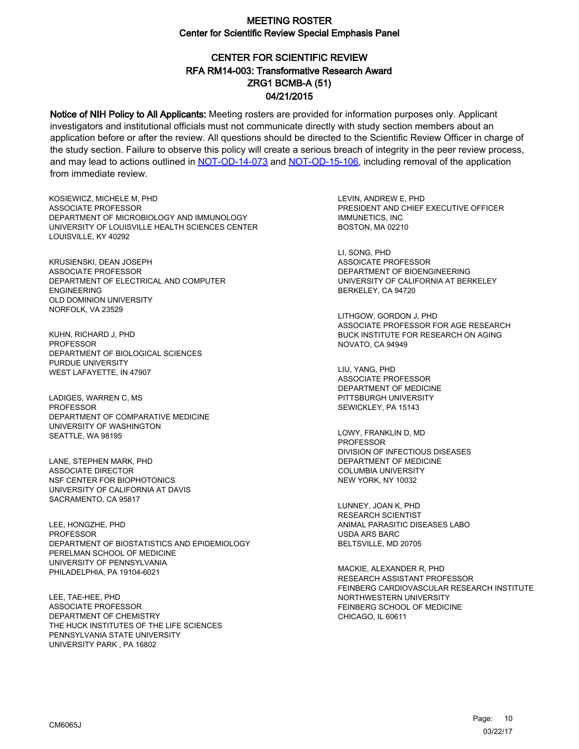# MEETING ROSTER
## Center for Scientific Review Special Emphasis Panel

### CENTER FOR SCIENTIFIC REVIEW
### RFA RM14-003: Transformative Research Award
### ZRG1 BCMB-A (51)
### 04/21/2015

**Notice of NIH Policy to All Applicants:** Meeting rosters are provided for information purposes only. Applicant investigators and institutional officials must not communicate directly with study section members about an application before or after the review. All questions should be directed to the Scientific Review Officer in charge of the study section. Failure to observe this policy will create a serious breach of integrity in the peer review process, and may lead to actions outlined in NOT-OD-14-073 and NOT-OD-15-106, including removal of the application from immediate review.

KOSIEWICZ, MICHELE M, PHD
ASSOCIATE PROFESSOR
DEPARTMENT OF MICROBIOLOGY AND IMMUNOLOGY
UNIVERSITY OF LOUISVILLE HEALTH SCIENCES CENTER
LOUISVILLE, KY 40292

KRUSIENSKI, DEAN JOSEPH
ASSOCIATE PROFESSOR
DEPARTMENT OF ELECTRICAL AND COMPUTER ENGINEERING
OLD DOMINION UNIVERSITY
NORFOLK, VA 23529

KUHN, RICHARD J, PHD
PROFESSOR
DEPARTMENT OF BIOLOGICAL SCIENCES
PURDUE UNIVERSITY
WEST LAFAYETTE, IN 47907

LADIGES, WARREN C, MS
PROFESSOR
DEPARTMENT OF COMPARATIVE MEDICINE
UNIVERSITY OF WASHINGTON
SEATTLE, WA 98195

LANE, STEPHEN MARK, PHD
ASSOCIATE DIRECTOR
NSF CENTER FOR BIOPHOTONICS
UNIVERSITY OF CALIFORNIA AT DAVIS
SACRAMENTO, CA 95817

LEE, HONGZHE, PHD
PROFESSOR
DEPARTMENT OF BIOSTATISTICS AND EPIDEMIOLOGY
PERELMAN SCHOOL OF MEDICINE
UNIVERSITY OF PENNSYLVANIA
PHILADELPHIA, PA 19104-6021

LEE, TAE-HEE, PHD
ASSOCIATE PROFESSOR
DEPARTMENT OF CHEMISTRY
THE HUCK INSTITUTES OF THE LIFE SCIENCES
PENNSYLVANIA STATE UNIVERSITY
UNIVERSITY PARK , PA 16802

LEVIN, ANDREW E, PHD
PRESIDENT AND CHIEF EXECUTIVE OFFICER
IMMUNETICS, INC
BOSTON, MA 02210

LI, SONG, PHD
ASSOICATE PROFESSOR
DEPARTMENT OF BIOENGINEERING
UNIVERSITY OF CALIFORNIA AT BERKELEY
BERKELEY, CA 94720

LITHGOW, GORDON J, PHD
ASSOCIATE PROFESSOR FOR AGE RESEARCH
BUCK INSTITUTE FOR RESEARCH ON AGING
NOVATO, CA 94949

LIU, YANG, PHD
ASSOCIATE PROFESSOR
DEPARTMENT OF MEDICINE
PITTSBURGH UNIVERSITY
SEWICKLEY, PA 15143

LOWY, FRANKLIN D, MD
PROFESSOR
DIVISION OF INFECTIOUS DISEASES
DEPARTMENT OF MEDICINE
COLUMBIA UNIVERSITY
NEW YORK, NY 10032

LUNNEY, JOAN K, PHD
RESEARCH SCIENTIST
ANIMAL PARASITIC DISEASES LABO
USDA ARS BARC
BELTSVILLE, MD 20705

MACKIE, ALEXANDER R, PHD
RESEARCH ASSISTANT PROFESSOR
FEINBERG CARDIOVASCULAR RESEARCH INSTITUTE
NORTHWESTERN UNIVERSITY
FEINBERG SCHOOL OF MEDICINE
CHICAGO, IL 60611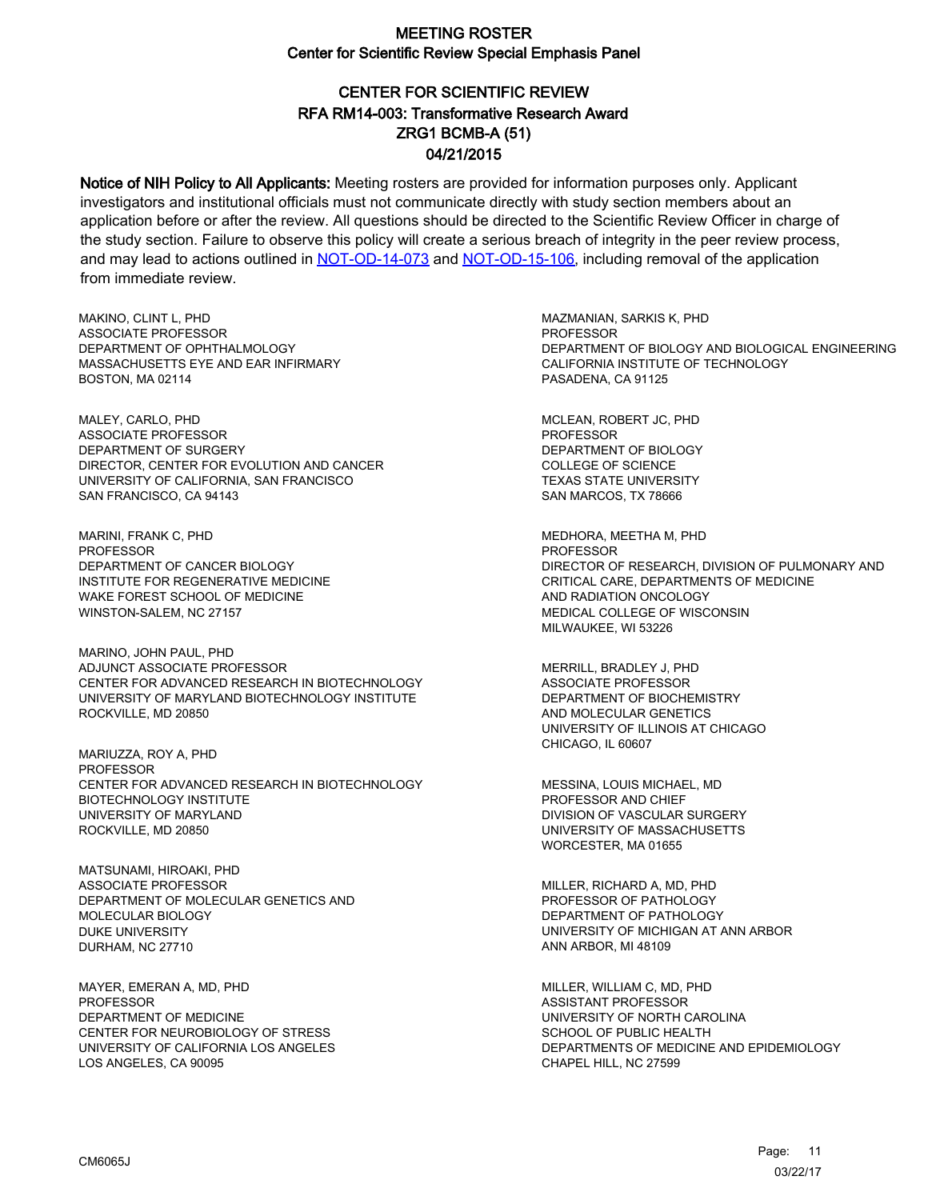# MEETING ROSTER
## Center for Scientific Review Special Emphasis Panel

## CENTER FOR SCIENTIFIC REVIEW
## RFA RM14-003: Transformative Research Award
## ZRG1 BCMB-A (51)
## 04/21/2015

**Notice of NIH Policy to All Applicants:** Meeting rosters are provided for information purposes only. Applicant investigators and institutional officials must not communicate directly with study section members about an application before or after the review. All questions should be directed to the Scientific Review Officer in charge of the study section. Failure to observe this policy will create a serious breach of integrity in the peer review process, and may lead to actions outlined in NOT-OD-14-073 and NOT-OD-15-106, including removal of the application from immediate review.

MAKINO, CLINT L, PHD
ASSOCIATE PROFESSOR
DEPARTMENT OF OPHTHALMOLOGY
MASSACHUSETTS EYE AND EAR INFIRMARY
BOSTON, MA 02114

MALEY, CARLO, PHD
ASSOCIATE PROFESSOR
DEPARTMENT OF SURGERY
DIRECTOR, CENTER FOR EVOLUTION AND CANCER
UNIVERSITY OF CALIFORNIA, SAN FRANCISCO
SAN FRANCISCO, CA 94143

MARINI, FRANK C, PHD
PROFESSOR
DEPARTMENT OF CANCER BIOLOGY
INSTITUTE FOR REGENERATIVE MEDICINE
WAKE FOREST SCHOOL OF MEDICINE
WINSTON-SALEM, NC 27157

MARINO, JOHN PAUL, PHD
ADJUNCT ASSOCIATE PROFESSOR
CENTER FOR ADVANCED RESEARCH IN BIOTECHNOLOGY
UNIVERSITY OF MARYLAND BIOTECHNOLOGY INSTITUTE
ROCKVILLE, MD 20850

MARIUZZA, ROY A, PHD
PROFESSOR
CENTER FOR ADVANCED RESEARCH IN BIOTECHNOLOGY
BIOTECHNOLOGY INSTITUTE
UNIVERSITY OF MARYLAND
ROCKVILLE, MD 20850

MATSUNAMI, HIROAKI, PHD
ASSOCIATE PROFESSOR
DEPARTMENT OF MOLECULAR GENETICS AND
MOLECULAR BIOLOGY
DUKE UNIVERSITY
DURHAM, NC 27710

MAYER, EMERAN A, MD, PHD
PROFESSOR
DEPARTMENT OF MEDICINE
CENTER FOR NEUROBIOLOGY OF STRESS
UNIVERSITY OF CALIFORNIA LOS ANGELES
LOS ANGELES, CA 90095

MAZMANIAN, SARKIS K, PHD
PROFESSOR
DEPARTMENT OF BIOLOGY AND BIOLOGICAL ENGINEERING
CALIFORNIA INSTITUTE OF TECHNOLOGY
PASADENA, CA 91125

MCLEAN, ROBERT JC, PHD
PROFESSOR
DEPARTMENT OF BIOLOGY
COLLEGE OF SCIENCE
TEXAS STATE UNIVERSITY
SAN MARCOS, TX 78666

MEDHORA, MEETHA M, PHD
PROFESSOR
DIRECTOR OF RESEARCH, DIVISION OF PULMONARY AND
CRITICAL CARE, DEPARTMENTS OF MEDICINE
AND RADIATION ONCOLOGY
MEDICAL COLLEGE OF WISCONSIN
MILWAUKEE, WI 53226

MERRILL, BRADLEY J, PHD
ASSOCIATE PROFESSOR
DEPARTMENT OF BIOCHEMISTRY
AND MOLECULAR GENETICS
UNIVERSITY OF ILLINOIS AT CHICAGO
CHICAGO, IL 60607

MESSINA, LOUIS MICHAEL, MD
PROFESSOR AND CHIEF
DIVISION OF VASCULAR SURGERY
UNIVERSITY OF MASSACHUSETTS
WORCESTER, MA 01655

MILLER, RICHARD A, MD, PHD
PROFESSOR OF PATHOLOGY
DEPARTMENT OF PATHOLOGY
UNIVERSITY OF MICHIGAN AT ANN ARBOR
ANN ARBOR, MI 48109

MILLER, WILLIAM C, MD, PHD
ASSISTANT PROFESSOR
UNIVERSITY OF NORTH CAROLINA
SCHOOL OF PUBLIC HEALTH
DEPARTMENTS OF MEDICINE AND EPIDEMIOLOGY
CHAPEL HILL, NC 27599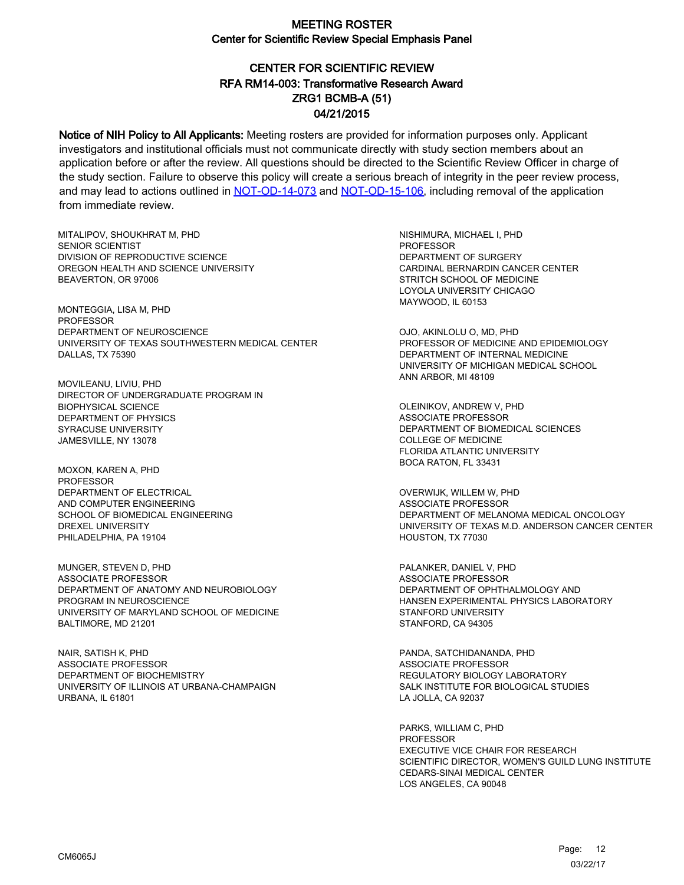# MEETING ROSTER

## Center for Scientific Review Special Emphasis Panel

### CENTER FOR SCIENTIFIC REVIEW
### RFA RM14-003: Transformative Research Award
### ZRG1 BCMB-A (51)
### 04/21/2015

**Notice of NIH Policy to All Applicants:** Meeting rosters are provided for information purposes only. Applicant investigators and institutional officials must not communicate directly with study section members about an application before or after the review. All questions should be directed to the Scientific Review Officer in charge of the study section. Failure to observe this policy will create a serious breach of integrity in the peer review process, and may lead to actions outlined in NOT-OD-14-073 and NOT-OD-15-106, including removal of the application from immediate review.

MITALIPOV, SHOUKHRAT M, PHD
SENIOR SCIENTIST
DIVISION OF REPRODUCTIVE SCIENCE
OREGON HEALTH AND SCIENCE UNIVERSITY
BEAVERTON, OR 97006

MONTEGGIA, LISA M, PHD
PROFESSOR
DEPARTMENT OF NEUROSCIENCE
UNIVERSITY OF TEXAS SOUTHWESTERN MEDICAL CENTER
DALLAS, TX 75390

MOVILEANU, LIVIU, PHD
DIRECTOR OF UNDERGRADUATE PROGRAM IN BIOPHYSICAL SCIENCE
DEPARTMENT OF PHYSICS
SYRACUSE UNIVERSITY
JAMESVILLE, NY 13078

MOXON, KAREN A, PHD
PROFESSOR
DEPARTMENT OF ELECTRICAL AND COMPUTER ENGINEERING
SCHOOL OF BIOMEDICAL ENGINEERING
DREXEL UNIVERSITY
PHILADELPHIA, PA 19104

MUNGER, STEVEN D, PHD
ASSOCIATE PROFESSOR
DEPARTMENT OF ANATOMY AND NEUROBIOLOGY
PROGRAM IN NEUROSCIENCE
UNIVERSITY OF MARYLAND SCHOOL OF MEDICINE
BALTIMORE, MD 21201

NAIR, SATISH K, PHD
ASSOCIATE PROFESSOR
DEPARTMENT OF BIOCHEMISTRY
UNIVERSITY OF ILLINOIS AT URBANA-CHAMPAIGN
URBANA, IL 61801

NISHIMURA, MICHAEL I, PHD
PROFESSOR
DEPARTMENT OF SURGERY
CARDINAL BERNARDIN CANCER CENTER
STRITCH SCHOOL OF MEDICINE
LOYOLA UNIVERSITY CHICAGO
MAYWOOD, IL 60153

OJO, AKINLOLU O, MD, PHD
PROFESSOR OF MEDICINE AND EPIDEMIOLOGY
DEPARTMENT OF INTERNAL MEDICINE
UNIVERSITY OF MICHIGAN MEDICAL SCHOOL
ANN ARBOR, MI 48109

OLEINIKOV, ANDREW V, PHD
ASSOCIATE PROFESSOR
DEPARTMENT OF BIOMEDICAL SCIENCES
COLLEGE OF MEDICINE
FLORIDA ATLANTIC UNIVERSITY
BOCA RATON, FL 33431

OVERWIJK, WILLEM W, PHD
ASSOCIATE PROFESSOR
DEPARTMENT OF MELANOMA MEDICAL ONCOLOGY
UNIVERSITY OF TEXAS M.D. ANDERSON CANCER CENTER
HOUSTON, TX 77030

PALANKER, DANIEL V, PHD
ASSOCIATE PROFESSOR
DEPARTMENT OF OPHTHALMOLOGY AND HANSEN EXPERIMENTAL PHYSICS LABORATORY
STANFORD UNIVERSITY
STANFORD, CA 94305

PANDA, SATCHIDANANDA, PHD
ASSOCIATE PROFESSOR
REGULATORY BIOLOGY LABORATORY
SALK INSTITUTE FOR BIOLOGICAL STUDIES
LA JOLLA, CA 92037

PARKS, WILLIAM C, PHD
PROFESSOR
EXECUTIVE VICE CHAIR FOR RESEARCH
SCIENTIFIC DIRECTOR, WOMEN'S GUILD LUNG INSTITUTE
CEDARS-SINAI MEDICAL CENTER
LOS ANGELES, CA 90048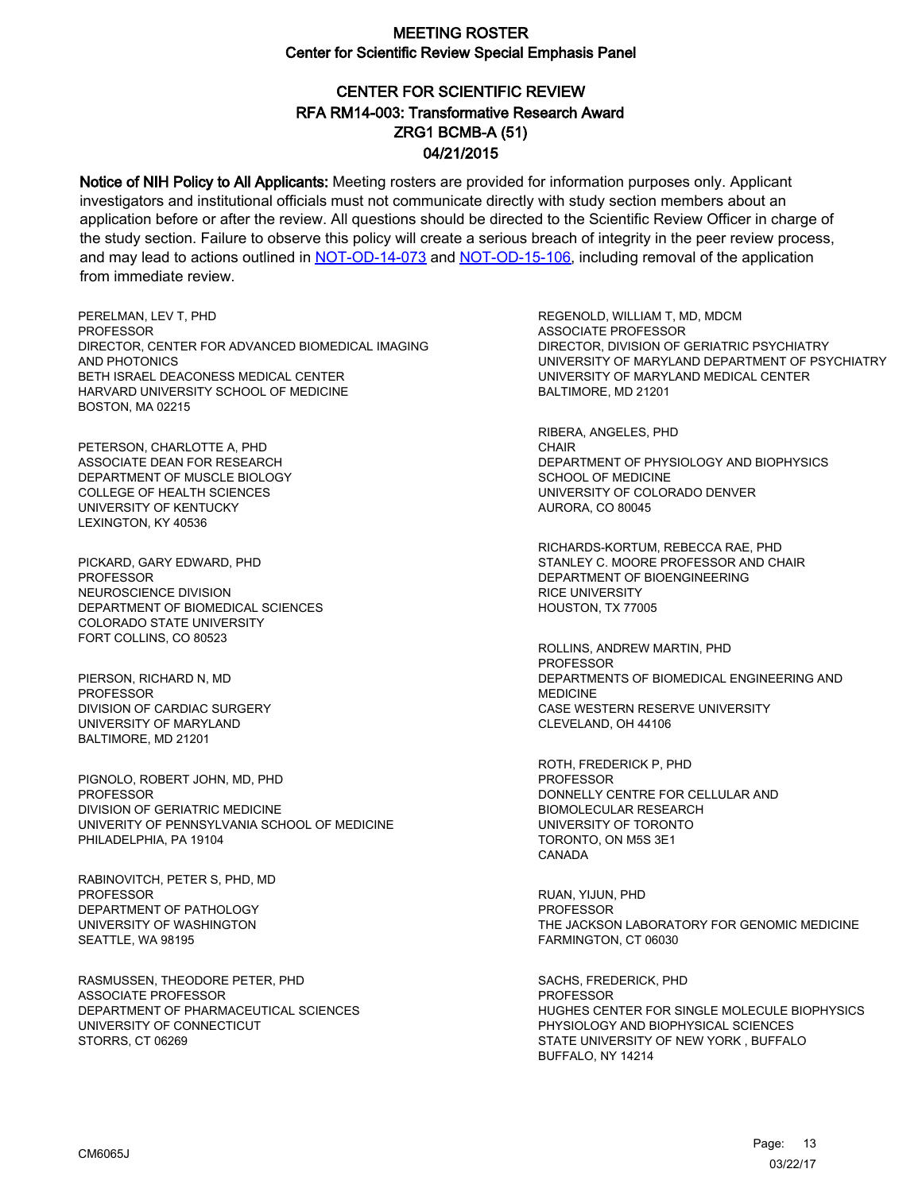# MEETING ROSTER

## Center for Scientific Review Special Emphasis Panel

### CENTER FOR SCIENTIFIC REVIEW
### RFA RM14-003: Transformative Research Award
### ZRG1 BCMB-A (51)
### 04/21/2015

**Notice of NIH Policy to All Applicants:** Meeting rosters are provided for information purposes only. Applicant investigators and institutional officials must not communicate directly with study section members about an application before or after the review. All questions should be directed to the Scientific Review Officer in charge of the study section. Failure to observe this policy will create a serious breach of integrity in the peer review process, and may lead to actions outlined in NOT-OD-14-073 and NOT-OD-15-106, including removal of the application from immediate review.

PERELMAN, LEV T, PHD
PROFESSOR
DIRECTOR, CENTER FOR ADVANCED BIOMEDICAL IMAGING AND PHOTONICS
BETH ISRAEL DEACONESS MEDICAL CENTER
HARVARD UNIVERSITY SCHOOL OF MEDICINE
BOSTON, MA 02215

PETERSON, CHARLOTTE A, PHD
ASSOCIATE DEAN FOR RESEARCH
DEPARTMENT OF MUSCLE BIOLOGY
COLLEGE OF HEALTH SCIENCES
UNIVERSITY OF KENTUCKY
LEXINGTON, KY 40536

PICKARD, GARY EDWARD, PHD
PROFESSOR
NEUROSCIENCE DIVISION
DEPARTMENT OF BIOMEDICAL SCIENCES
COLORADO STATE UNIVERSITY
FORT COLLINS, CO 80523

PIERSON, RICHARD N, MD
PROFESSOR
DIVISION OF CARDIAC SURGERY
UNIVERSITY OF MARYLAND
BALTIMORE, MD 21201

PIGNOLO, ROBERT JOHN, MD, PHD
PROFESSOR
DIVISION OF GERIATRIC MEDICINE
UNIVERITY OF PENNSYLVANIA SCHOOL OF MEDICINE
PHILADELPHIA, PA 19104

RABINOVITCH, PETER S, PHD, MD
PROFESSOR
DEPARTMENT OF PATHOLOGY
UNIVERSITY OF WASHINGTON
SEATTLE, WA 98195

RASMUSSEN, THEODORE PETER, PHD
ASSOCIATE PROFESSOR
DEPARTMENT OF PHARMACEUTICAL SCIENCES
UNIVERSITY OF CONNECTICUT
STORRS, CT 06269

REGENOLD, WILLIAM T, MD, MDCM
ASSOCIATE PROFESSOR
DIRECTOR, DIVISION OF GERIATRIC PSYCHIATRY
UNIVERSITY OF MARYLAND DEPARTMENT OF PSYCHIATRY
UNIVERSITY OF MARYLAND MEDICAL CENTER
BALTIMORE, MD 21201

RIBERA, ANGELES, PHD
CHAIR
DEPARTMENT OF PHYSIOLOGY AND BIOPHYSICS
SCHOOL OF MEDICINE
UNIVERSITY OF COLORADO DENVER
AURORA, CO 80045

RICHARDS-KORTUM, REBECCA RAE, PHD
STANLEY C. MOORE PROFESSOR AND CHAIR
DEPARTMENT OF BIOENGINEERING
RICE UNIVERSITY
HOUSTON, TX 77005

ROLLINS, ANDREW MARTIN, PHD
PROFESSOR
DEPARTMENTS OF BIOMEDICAL ENGINEERING AND MEDICINE
CASE WESTERN RESERVE UNIVERSITY
CLEVELAND, OH 44106

ROTH, FREDERICK P, PHD
PROFESSOR
DONNELLY CENTRE FOR CELLULAR AND BIOMOLECULAR RESEARCH
UNIVERSITY OF TORONTO
TORONTO, ON M5S 3E1
CANADA

RUAN, YIJUN, PHD
PROFESSOR
THE JACKSON LABORATORY FOR GENOMIC MEDICINE
FARMINGTON, CT 06030

SACHS, FREDERICK, PHD
PROFESSOR
HUGHES CENTER FOR SINGLE MOLECULE BIOPHYSICS
PHYSIOLOGY AND BIOPHYSICAL SCIENCES
STATE UNIVERSITY OF NEW YORK , BUFFALO
BUFFALO, NY 14214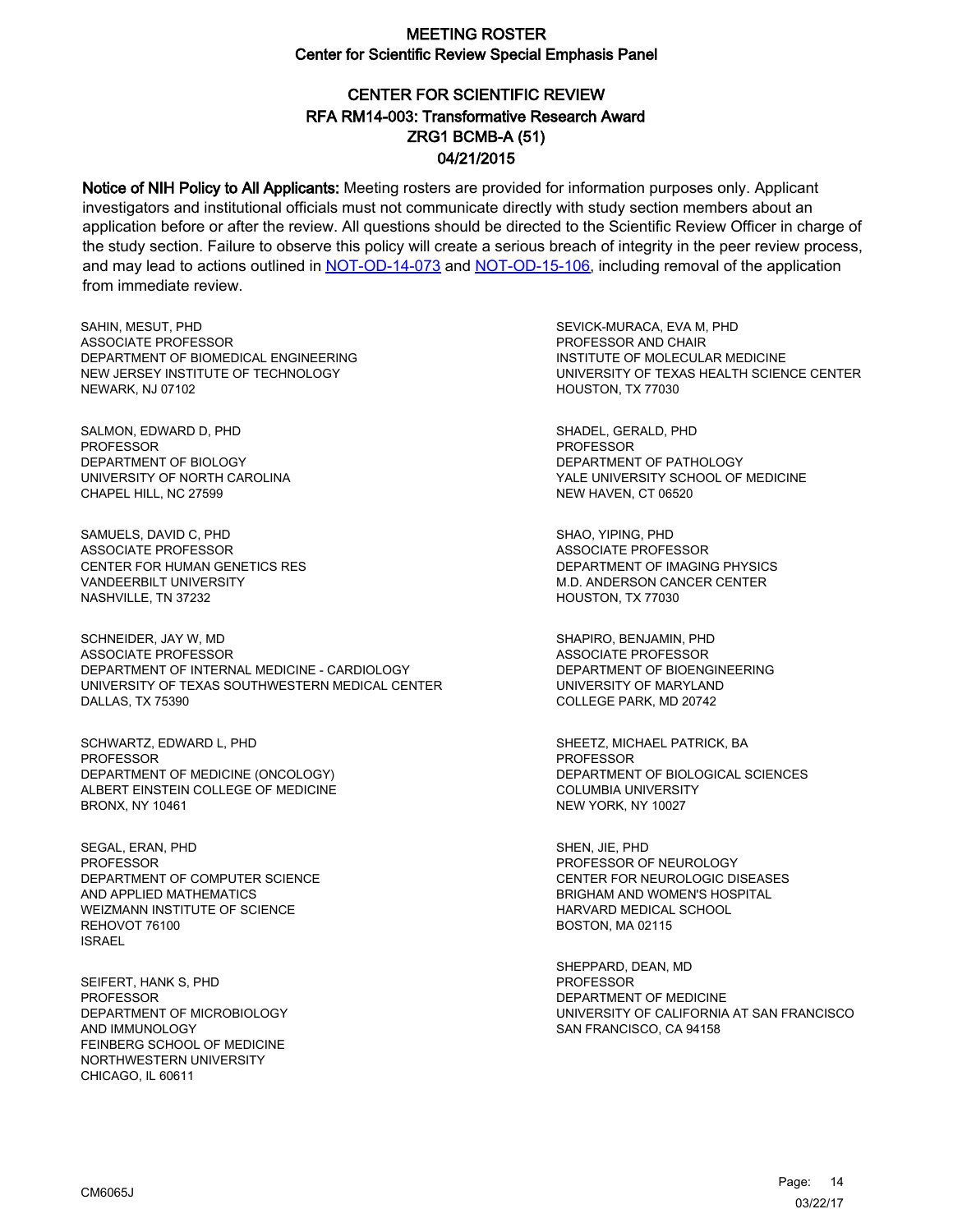# MEETING ROSTER
## Center for Scientific Review Special Emphasis Panel

## CENTER FOR SCIENTIFIC REVIEW
## RFA RM14-003: Transformative Research Award
## ZRG1 BCMB-A (51)
## 04/21/2015

**Notice of NIH Policy to All Applicants:** Meeting rosters are provided for information purposes only. Applicant investigators and institutional officials must not communicate directly with study section members about an application before or after the review. All questions should be directed to the Scientific Review Officer in charge of the study section. Failure to observe this policy will create a serious breach of integrity in the peer review process, and may lead to actions outlined in [NOT-OD-14-073](NOT-OD-14-073) and [NOT-OD-15-106](NOT-OD-15-106), including removal of the application from immediate review.

SAHIN, MESUT, PHD
ASSOCIATE PROFESSOR
DEPARTMENT OF BIOMEDICAL ENGINEERING
NEW JERSEY INSTITUTE OF TECHNOLOGY
NEWARK, NJ 07102

SALMON, EDWARD D, PHD
PROFESSOR
DEPARTMENT OF BIOLOGY
UNIVERSITY OF NORTH CAROLINA
CHAPEL HILL, NC 27599

SAMUELS, DAVID C, PHD
ASSOCIATE PROFESSOR
CENTER FOR HUMAN GENETICS RES
VANDEERBILT UNIVERSITY
NASHVILLE, TN 37232

SCHNEIDER, JAY W, MD
ASSOCIATE PROFESSOR
DEPARTMENT OF INTERNAL MEDICINE - CARDIOLOGY
UNIVERSITY OF TEXAS SOUTHWESTERN MEDICAL CENTER
DALLAS, TX 75390

SCHWARTZ, EDWARD L, PHD
PROFESSOR
DEPARTMENT OF MEDICINE (ONCOLOGY)
ALBERT EINSTEIN COLLEGE OF MEDICINE
BRONX, NY 10461

SEGAL, ERAN, PHD
PROFESSOR
DEPARTMENT OF COMPUTER SCIENCE
AND APPLIED MATHEMATICS
WEIZMANN INSTITUTE OF SCIENCE
REHOVOT 76100
ISRAEL

SEIFERT, HANK S, PHD
PROFESSOR
DEPARTMENT OF MICROBIOLOGY
AND IMMUNOLOGY
FEINBERG SCHOOL OF MEDICINE
NORTHWESTERN UNIVERSITY
CHICAGO, IL 60611

SEVICK-MURACA, EVA M, PHD
PROFESSOR AND CHAIR
INSTITUTE OF MOLECULAR MEDICINE
UNIVERSITY OF TEXAS HEALTH SCIENCE CENTER
HOUSTON, TX 77030

SHADEL, GERALD, PHD
PROFESSOR
DEPARTMENT OF PATHOLOGY
YALE UNIVERSITY SCHOOL OF MEDICINE
NEW HAVEN, CT 06520

SHAO, YIPING, PHD
ASSOCIATE PROFESSOR
DEPARTMENT OF IMAGING PHYSICS
M.D. ANDERSON CANCER CENTER
HOUSTON, TX 77030

SHAPIRO, BENJAMIN, PHD
ASSOCIATE PROFESSOR
DEPARTMENT OF BIOENGINEERING
UNIVERSITY OF MARYLAND
COLLEGE PARK, MD 20742

SHEETZ, MICHAEL PATRICK, BA
PROFESSOR
DEPARTMENT OF BIOLOGICAL SCIENCES
COLUMBIA UNIVERSITY
NEW YORK, NY 10027

SHEN, JIE, PHD
PROFESSOR OF NEUROLOGY
CENTER FOR NEUROLOGIC DISEASES
BRIGHAM AND WOMEN'S HOSPITAL
HARVARD MEDICAL SCHOOL
BOSTON, MA 02115

SHEPPARD, DEAN, MD
PROFESSOR
DEPARTMENT OF MEDICINE
UNIVERSITY OF CALIFORNIA AT SAN FRANCISCO
SAN FRANCISCO, CA 94158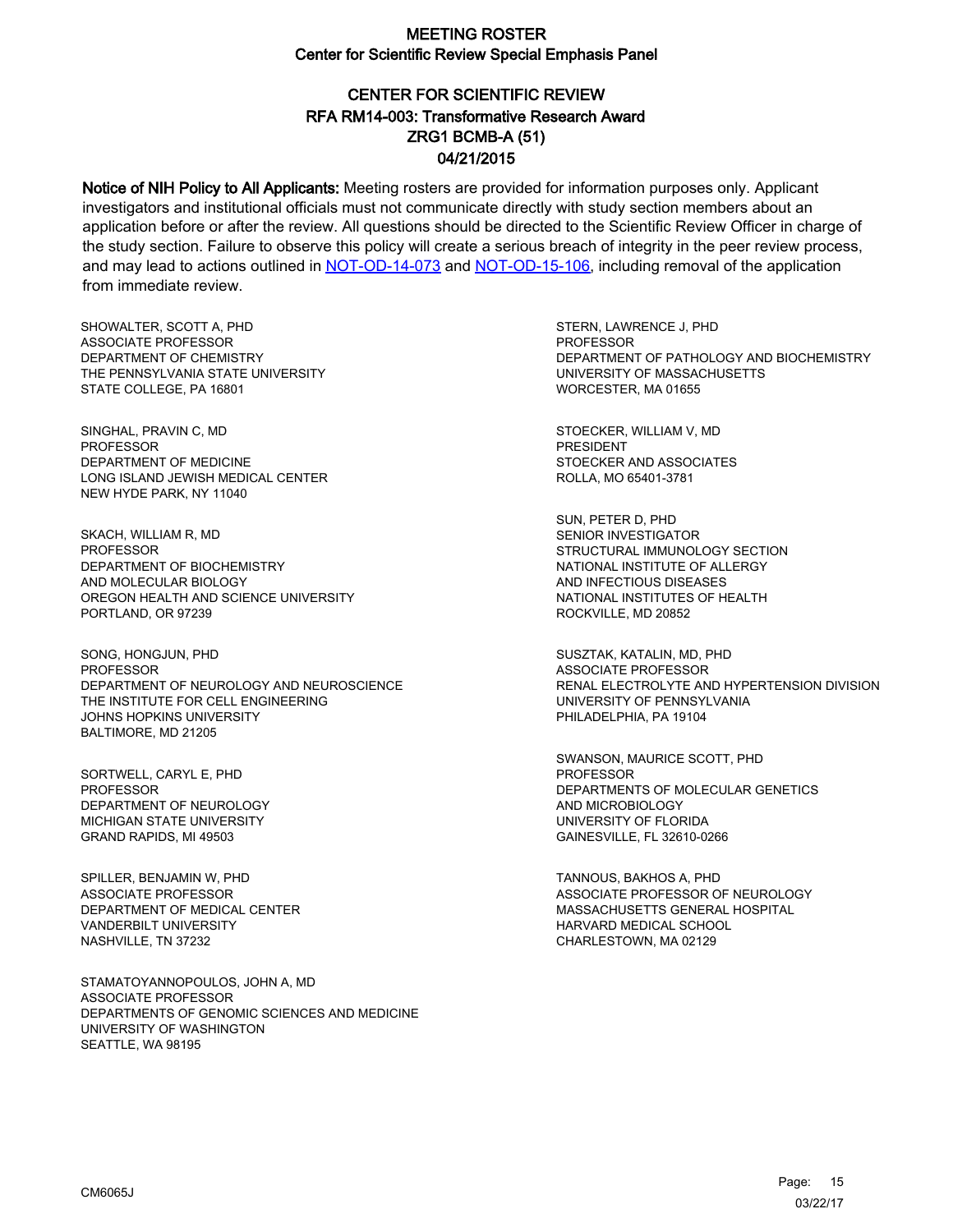# MEETING ROSTER
## Center for Scientific Review Special Emphasis Panel

## CENTER FOR SCIENTIFIC REVIEW
## RFA RM14-003: Transformative Research Award
## ZRG1 BCMB-A (51)
## 04/21/2015

**Notice of NIH Policy to All Applicants:** Meeting rosters are provided for information purposes only. Applicant investigators and institutional officials must not communicate directly with study section members about an application before or after the review. All questions should be directed to the Scientific Review Officer in charge of the study section. Failure to observe this policy will create a serious breach of integrity in the peer review process, and may lead to actions outlined in NOT-OD-14-073 and NOT-OD-15-106, including removal of the application from immediate review.

SHOWALTER, SCOTT A, PHD
ASSOCIATE PROFESSOR
DEPARTMENT OF CHEMISTRY
THE PENNSYLVANIA STATE UNIVERSITY
STATE COLLEGE, PA 16801

SINGHAL, PRAVIN C, MD
PROFESSOR
DEPARTMENT OF MEDICINE
LONG ISLAND JEWISH MEDICAL CENTER
NEW HYDE PARK, NY 11040

SKACH, WILLIAM R, MD
PROFESSOR
DEPARTMENT OF BIOCHEMISTRY
AND MOLECULAR BIOLOGY
OREGON HEALTH AND SCIENCE UNIVERSITY
PORTLAND, OR 97239

SONG, HONGJUN, PHD
PROFESSOR
DEPARTMENT OF NEUROLOGY AND NEUROSCIENCE
THE INSTITUTE FOR CELL ENGINEERING
JOHNS HOPKINS UNIVERSITY
BALTIMORE, MD 21205

SORTWELL, CARYL E, PHD
PROFESSOR
DEPARTMENT OF NEUROLOGY
MICHIGAN STATE UNIVERSITY
GRAND RAPIDS, MI 49503

SPILLER, BENJAMIN W, PHD
ASSOCIATE PROFESSOR
DEPARTMENT OF MEDICAL CENTER
VANDERBILT UNIVERSITY
NASHVILLE, TN 37232

STAMATOYANNOPOULOS, JOHN A, MD
ASSOCIATE PROFESSOR
DEPARTMENTS OF GENOMIC SCIENCES AND MEDICINE
UNIVERSITY OF WASHINGTON
SEATTLE, WA 98195

STERN, LAWRENCE J, PHD
PROFESSOR
DEPARTMENT OF PATHOLOGY AND BIOCHEMISTRY
UNIVERSITY OF MASSACHUSETTS
WORCESTER, MA 01655

STOECKER, WILLIAM V, MD
PRESIDENT
STOECKER AND ASSOCIATES
ROLLA, MO 65401-3781

SUN, PETER D, PHD
SENIOR INVESTIGATOR
STRUCTURAL IMMUNOLOGY SECTION
NATIONAL INSTITUTE OF ALLERGY
AND INFECTIOUS DISEASES
NATIONAL INSTITUTES OF HEALTH
ROCKVILLE, MD 20852

SUSZTAK, KATALIN, MD, PHD
ASSOCIATE PROFESSOR
RENAL ELECTROLYTE AND HYPERTENSION DIVISION
UNIVERSITY OF PENNSYLVANIA
PHILADELPHIA, PA 19104

SWANSON, MAURICE SCOTT, PHD
PROFESSOR
DEPARTMENTS OF MOLECULAR GENETICS
AND MICROBIOLOGY
UNIVERSITY OF FLORIDA
GAINESVILLE, FL 32610-0266

TANNOUS, BAKHOS A, PHD
ASSOCIATE PROFESSOR OF NEUROLOGY
MASSACHUSETTS GENERAL HOSPITAL
HARVARD MEDICAL SCHOOL
CHARLESTOWN, MA 02129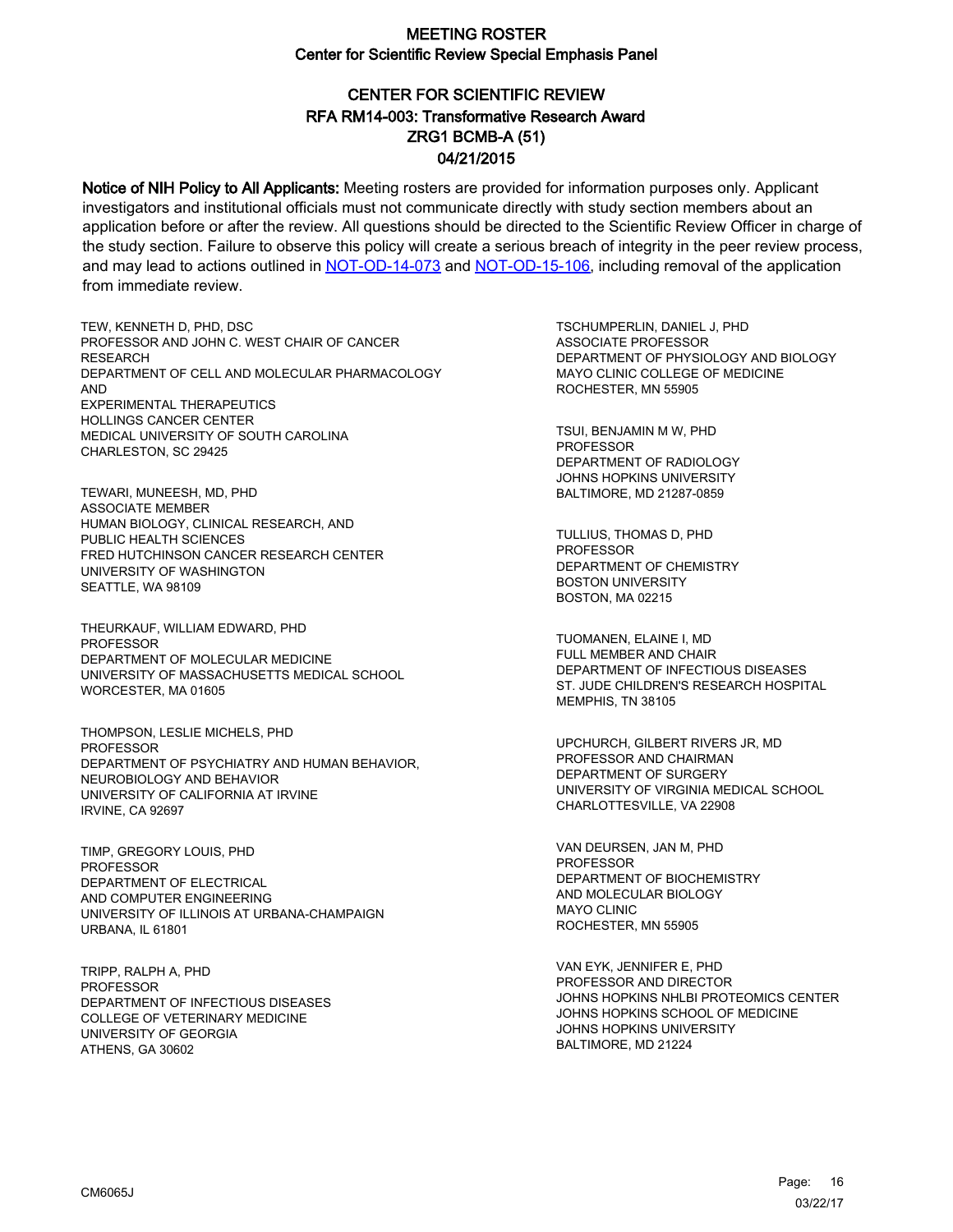# MEETING ROSTER
## Center for Scientific Review Special Emphasis Panel

### CENTER FOR SCIENTIFIC REVIEW
### RFA RM14-003: Transformative Research Award
### ZRG1 BCMB-A (51)
### 04/21/2015

**Notice of NIH Policy to All Applicants:** Meeting rosters are provided for information purposes only. Applicant investigators and institutional officials must not communicate directly with study section members about an application before or after the review. All questions should be directed to the Scientific Review Officer in charge of the study section. Failure to observe this policy will create a serious breach of integrity in the peer review process, and may lead to actions outlined in NOT-OD-14-073 and NOT-OD-15-106, including removal of the application from immediate review.

TEW, KENNETH D, PHD, DSC
PROFESSOR AND JOHN C. WEST CHAIR OF CANCER RESEARCH
DEPARTMENT OF CELL AND MOLECULAR PHARMACOLOGY AND
EXPERIMENTAL THERAPEUTICS
HOLLINGS CANCER CENTER
MEDICAL UNIVERSITY OF SOUTH CAROLINA
CHARLESTON, SC 29425

TEWARI, MUNEESH, MD, PHD
ASSOCIATE MEMBER
HUMAN BIOLOGY, CLINICAL RESEARCH, AND
PUBLIC HEALTH SCIENCES
FRED HUTCHINSON CANCER RESEARCH CENTER
UNIVERSITY OF WASHINGTON
SEATTLE, WA 98109

THEURKAUF, WILLIAM EDWARD, PHD
PROFESSOR
DEPARTMENT OF MOLECULAR MEDICINE
UNIVERSITY OF MASSACHUSETTS MEDICAL SCHOOL
WORCESTER, MA 01605

THOMPSON, LESLIE MICHELS, PHD
PROFESSOR
DEPARTMENT OF PSYCHIATRY AND HUMAN BEHAVIOR,
NEUROBIOLOGY AND BEHAVIOR
UNIVERSITY OF CALIFORNIA AT IRVINE
IRVINE, CA 92697

TIMP, GREGORY LOUIS, PHD
PROFESSOR
DEPARTMENT OF ELECTRICAL
AND COMPUTER ENGINEERING
UNIVERSITY OF ILLINOIS AT URBANA-CHAMPAIGN
URBANA, IL 61801

TRIPP, RALPH A, PHD
PROFESSOR
DEPARTMENT OF INFECTIOUS DISEASES
COLLEGE OF VETERINARY MEDICINE
UNIVERSITY OF GEORGIA
ATHENS, GA 30602

TSCHUMPERLIN, DANIEL J, PHD
ASSOCIATE PROFESSOR
DEPARTMENT OF PHYSIOLOGY AND BIOLOGY
MAYO CLINIC COLLEGE OF MEDICINE
ROCHESTER, MN 55905

TSUI, BENJAMIN M W, PHD
PROFESSOR
DEPARTMENT OF RADIOLOGY
JOHNS HOPKINS UNIVERSITY
BALTIMORE, MD 21287-0859

TULLIUS, THOMAS D, PHD
PROFESSOR
DEPARTMENT OF CHEMISTRY
BOSTON UNIVERSITY
BOSTON, MA 02215

TUOMANEN, ELAINE I, MD
FULL MEMBER AND CHAIR
DEPARTMENT OF INFECTIOUS DISEASES
ST. JUDE CHILDREN'S RESEARCH HOSPITAL
MEMPHIS, TN 38105

UPCHURCH, GILBERT RIVERS JR, MD
PROFESSOR AND CHAIRMAN
DEPARTMENT OF SURGERY
UNIVERSITY OF VIRGINIA MEDICAL SCHOOL
CHARLOTTESVILLE, VA 22908

VAN DEURSEN, JAN M, PHD
PROFESSOR
DEPARTMENT OF BIOCHEMISTRY
AND MOLECULAR BIOLOGY
MAYO CLINIC
ROCHESTER, MN 55905

VAN EYK, JENNIFER E, PHD
PROFESSOR AND DIRECTOR
JOHNS HOPKINS NHLBI PROTEOMICS CENTER
JOHNS HOPKINS SCHOOL OF MEDICINE
JOHNS HOPKINS UNIVERSITY
BALTIMORE, MD 21224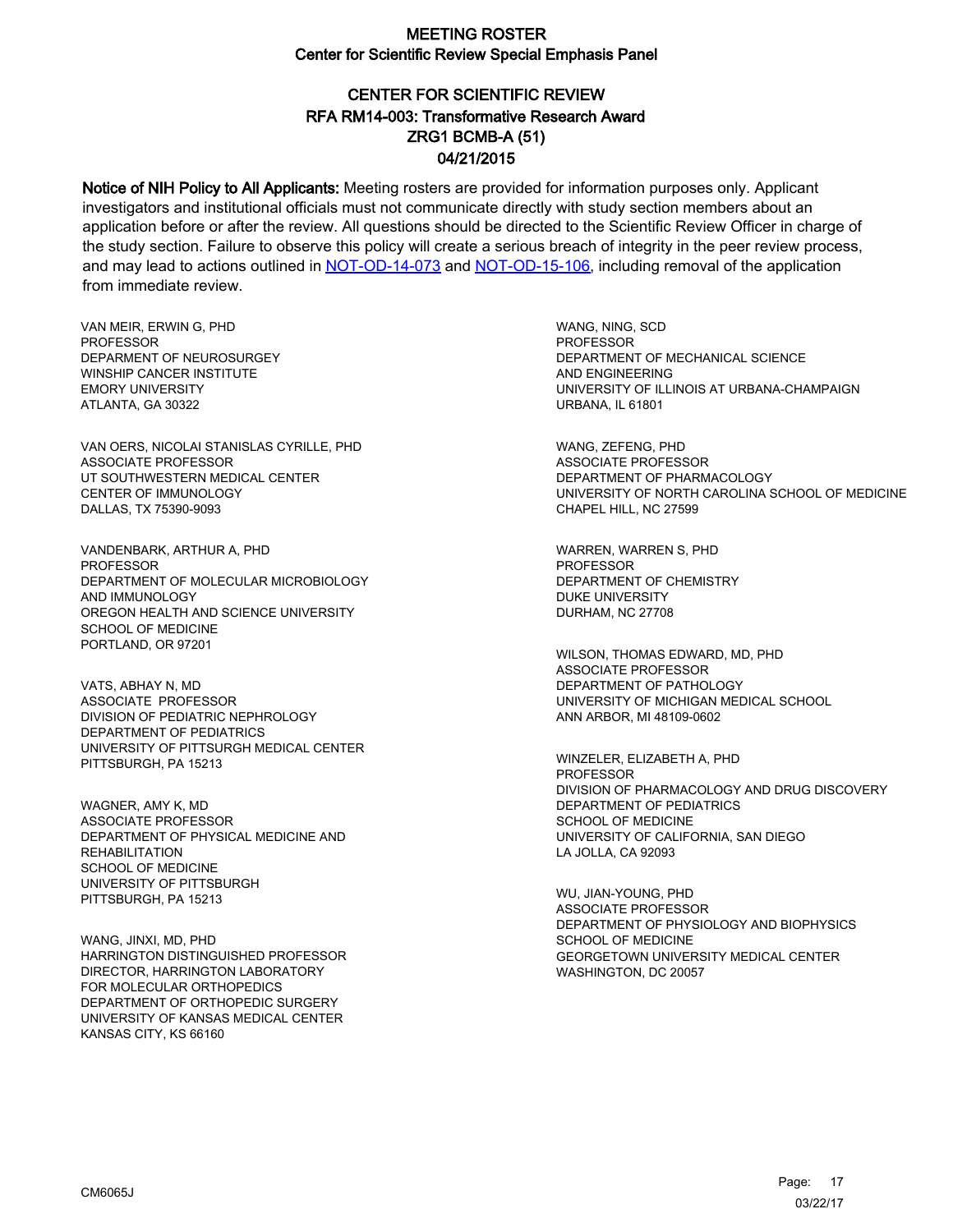# MEETING ROSTER
## Center for Scientific Review Special Emphasis Panel

## CENTER FOR SCIENTIFIC REVIEW
## RFA RM14-003: Transformative Research Award
## ZRG1 BCMB-A (51)
## 04/21/2015

**Notice of NIH Policy to All Applicants:** Meeting rosters are provided for information purposes only. Applicant investigators and institutional officials must not communicate directly with study section members about an application before or after the review. All questions should be directed to the Scientific Review Officer in charge of the study section. Failure to observe this policy will create a serious breach of integrity in the peer review process, and may lead to actions outlined in NOT-OD-14-073 and NOT-OD-15-106, including removal of the application from immediate review.

VAN MEIR, ERWIN G, PHD
PROFESSOR
DEPARMENT OF NEUROSURGEY
WINSHIP CANCER INSTITUTE
EMORY UNIVERSITY
ATLANTA, GA 30322

VAN OERS, NICOLAI STANISLAS CYRILLE, PHD
ASSOCIATE PROFESSOR
UT SOUTHWESTERN MEDICAL CENTER
CENTER OF IMMUNOLOGY
DALLAS, TX 75390-9093

VANDENBARK, ARTHUR A, PHD
PROFESSOR
DEPARTMENT OF MOLECULAR MICROBIOLOGY
AND IMMUNOLOGY
OREGON HEALTH AND SCIENCE UNIVERSITY
SCHOOL OF MEDICINE
PORTLAND, OR 97201

VATS, ABHAY N, MD
ASSOCIATE PROFESSOR
DIVISION OF PEDIATRIC NEPHROLOGY
DEPARTMENT OF PEDIATRICS
UNIVERSITY OF PITTSURGH MEDICAL CENTER
PITTSBURGH, PA 15213

WAGNER, AMY K, MD
ASSOCIATE PROFESSOR
DEPARTMENT OF PHYSICAL MEDICINE AND
REHABILITATION
SCHOOL OF MEDICINE
UNIVERSITY OF PITTSBURGH
PITTSBURGH, PA 15213

WANG, JINXI, MD, PHD
HARRINGTON DISTINGUISHED PROFESSOR
DIRECTOR, HARRINGTON LABORATORY
FOR MOLECULAR ORTHOPEDICS
DEPARTMENT OF ORTHOPEDIC SURGERY
UNIVERSITY OF KANSAS MEDICAL CENTER
KANSAS CITY, KS 66160

WANG, NING, SCD
PROFESSOR
DEPARTMENT OF MECHANICAL SCIENCE
AND ENGINEERING
UNIVERSITY OF ILLINOIS AT URBANA-CHAMPAIGN
URBANA, IL 61801

WANG, ZEFENG, PHD
ASSOCIATE PROFESSOR
DEPARTMENT OF PHARMACOLOGY
UNIVERSITY OF NORTH CAROLINA SCHOOL OF MEDICINE
CHAPEL HILL, NC 27599

WARREN, WARREN S, PHD
PROFESSOR
DEPARTMENT OF CHEMISTRY
DUKE UNIVERSITY
DURHAM, NC 27708

WILSON, THOMAS EDWARD, MD, PHD
ASSOCIATE PROFESSOR
DEPARTMENT OF PATHOLOGY
UNIVERSITY OF MICHIGAN MEDICAL SCHOOL
ANN ARBOR, MI 48109-0602

WINZELER, ELIZABETH A, PHD
PROFESSOR
DIVISION OF PHARMACOLOGY AND DRUG DISCOVERY
DEPARTMENT OF PEDIATRICS
SCHOOL OF MEDICINE
UNIVERSITY OF CALIFORNIA, SAN DIEGO
LA JOLLA, CA 92093

WU, JIAN-YOUNG, PHD
ASSOCIATE PROFESSOR
DEPARTMENT OF PHYSIOLOGY AND BIOPHYSICS
SCHOOL OF MEDICINE
GEORGETOWN UNIVERSITY MEDICAL CENTER
WASHINGTON, DC 20057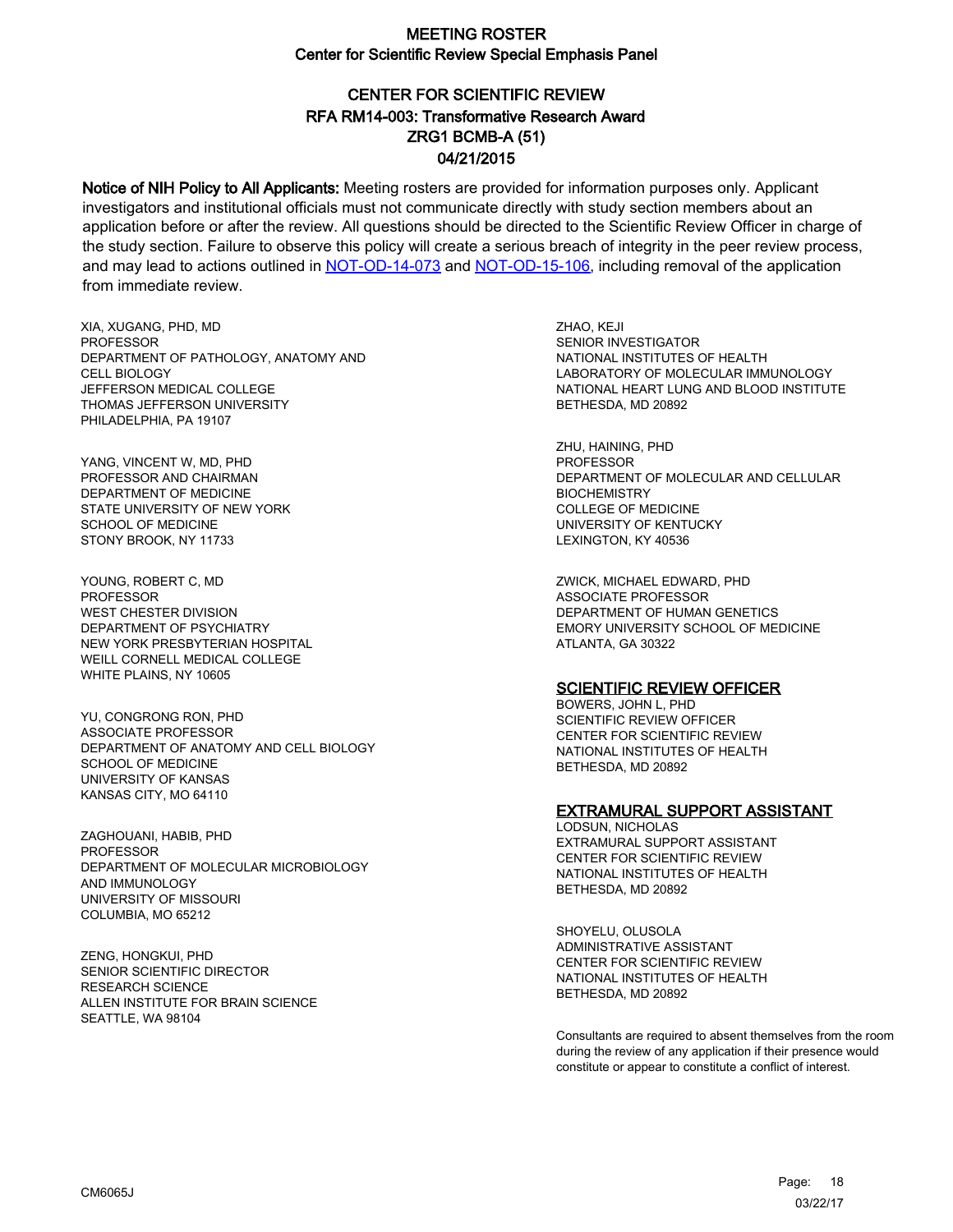# MEETING ROSTER
## Center for Scientific Review Special Emphasis Panel

## CENTER FOR SCIENTIFIC REVIEW
## RFA RM14-003: Transformative Research Award
## ZRG1 BCMB-A (51)
## 04/21/2015

**Notice of NIH Policy to All Applicants:** Meeting rosters are provided for information purposes only. Applicant investigators and institutional officials must not communicate directly with study section members about an application before or after the review. All questions should be directed to the Scientific Review Officer in charge of the study section. Failure to observe this policy will create a serious breach of integrity in the peer review process, and may lead to actions outlined in NOT-OD-14-073 and NOT-OD-15-106, including removal of the application from immediate review.

XIA, XUGANG, PHD, MD
PROFESSOR
DEPARTMENT OF PATHOLOGY, ANATOMY AND CELL BIOLOGY
JEFFERSON MEDICAL COLLEGE
THOMAS JEFFERSON UNIVERSITY
PHILADELPHIA, PA 19107

YANG, VINCENT W, MD, PHD
PROFESSOR AND CHAIRMAN
DEPARTMENT OF MEDICINE
STATE UNIVERSITY OF NEW YORK
SCHOOL OF MEDICINE
STONY BROOK, NY 11733

YOUNG, ROBERT C, MD
PROFESSOR
WEST CHESTER DIVISION
DEPARTMENT OF PSYCHIATRY
NEW YORK PRESBYTERIAN HOSPITAL
WEILL CORNELL MEDICAL COLLEGE
WHITE PLAINS, NY 10605

YU, CONGRONG RON, PHD
ASSOCIATE PROFESSOR
DEPARTMENT OF ANATOMY AND CELL BIOLOGY
SCHOOL OF MEDICINE
UNIVERSITY OF KANSAS
KANSAS CITY, MO 64110

ZAGHOUANI, HABIB, PHD
PROFESSOR
DEPARTMENT OF MOLECULAR MICROBIOLOGY AND IMMUNOLOGY
UNIVERSITY OF MISSOURI
COLUMBIA, MO 65212

ZENG, HONGKUI, PHD
SENIOR SCIENTIFIC DIRECTOR
RESEARCH SCIENCE
ALLEN INSTITUTE FOR BRAIN SCIENCE
SEATTLE, WA 98104

ZHAO, KEJI
SENIOR INVESTIGATOR
NATIONAL INSTITUTES OF HEALTH
LABORATORY OF MOLECULAR IMMUNOLOGY
NATIONAL HEART LUNG AND BLOOD INSTITUTE
BETHESDA, MD 20892

ZHU, HAINING, PHD
PROFESSOR
DEPARTMENT OF MOLECULAR AND CELLULAR BIOCHEMISTRY
COLLEGE OF MEDICINE
UNIVERSITY OF KENTUCKY
LEXINGTON, KY 40536

ZWICK, MICHAEL EDWARD, PHD
ASSOCIATE PROFESSOR
DEPARTMENT OF HUMAN GENETICS
EMORY UNIVERSITY SCHOOL OF MEDICINE
ATLANTA, GA 30322

### SCIENTIFIC REVIEW OFFICER

BOWERS, JOHN L, PHD
SCIENTIFIC REVIEW OFFICER
CENTER FOR SCIENTIFIC REVIEW
NATIONAL INSTITUTES OF HEALTH
BETHESDA, MD 20892

### EXTRAMURAL SUPPORT ASSISTANT

LODSUN, NICHOLAS
EXTRAMURAL SUPPORT ASSISTANT
CENTER FOR SCIENTIFIC REVIEW
NATIONAL INSTITUTES OF HEALTH
BETHESDA, MD 20892

SHOYELU, OLUSOLA
ADMINISTRATIVE ASSISTANT
CENTER FOR SCIENTIFIC REVIEW
NATIONAL INSTITUTES OF HEALTH
BETHESDA, MD 20892

Consultants are required to absent themselves from the room during the review of any application if their presence would constitute or appear to constitute a conflict of interest.

CM6065J

03/22/17